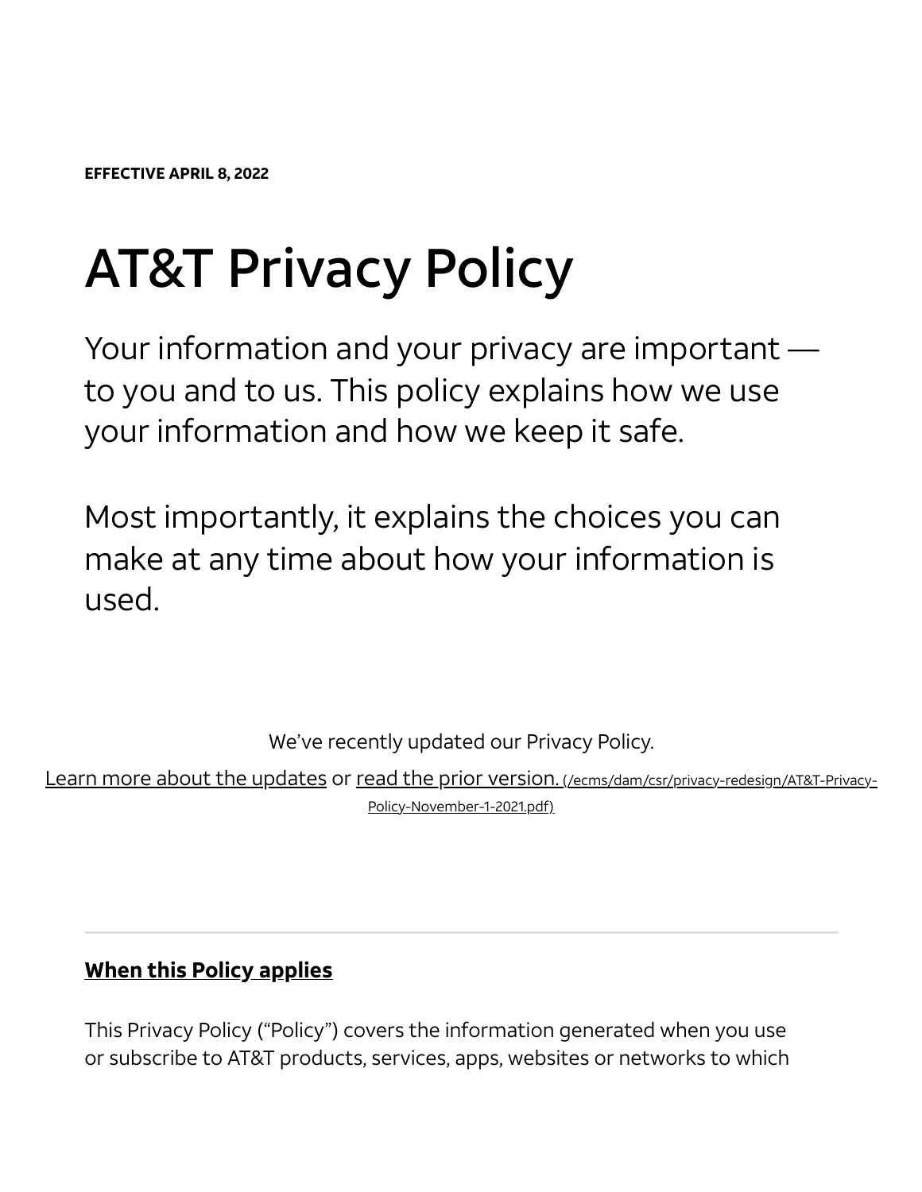**EFFECTIVE APRIL 8, 2022**

# AT&T Privacy Policy

Your information and your privacy are important — to you and to us. This policy explains how we use your information and how we keep it safe.

Most importantly, it explains the choices you can make at any time about how your information is used.

We've recently updated our Privacy Policy.

Learn more about the updates or read the prior version. (/ecms/dam/csr/privacy-redesign/AT&T-Privacy-Policy-November-1-2021.pdf)

---

**When this Policy applies**

This Privacy Policy ("Policy") covers the information generated when you use or subscribe to AT&T products, services, apps, websites or networks to which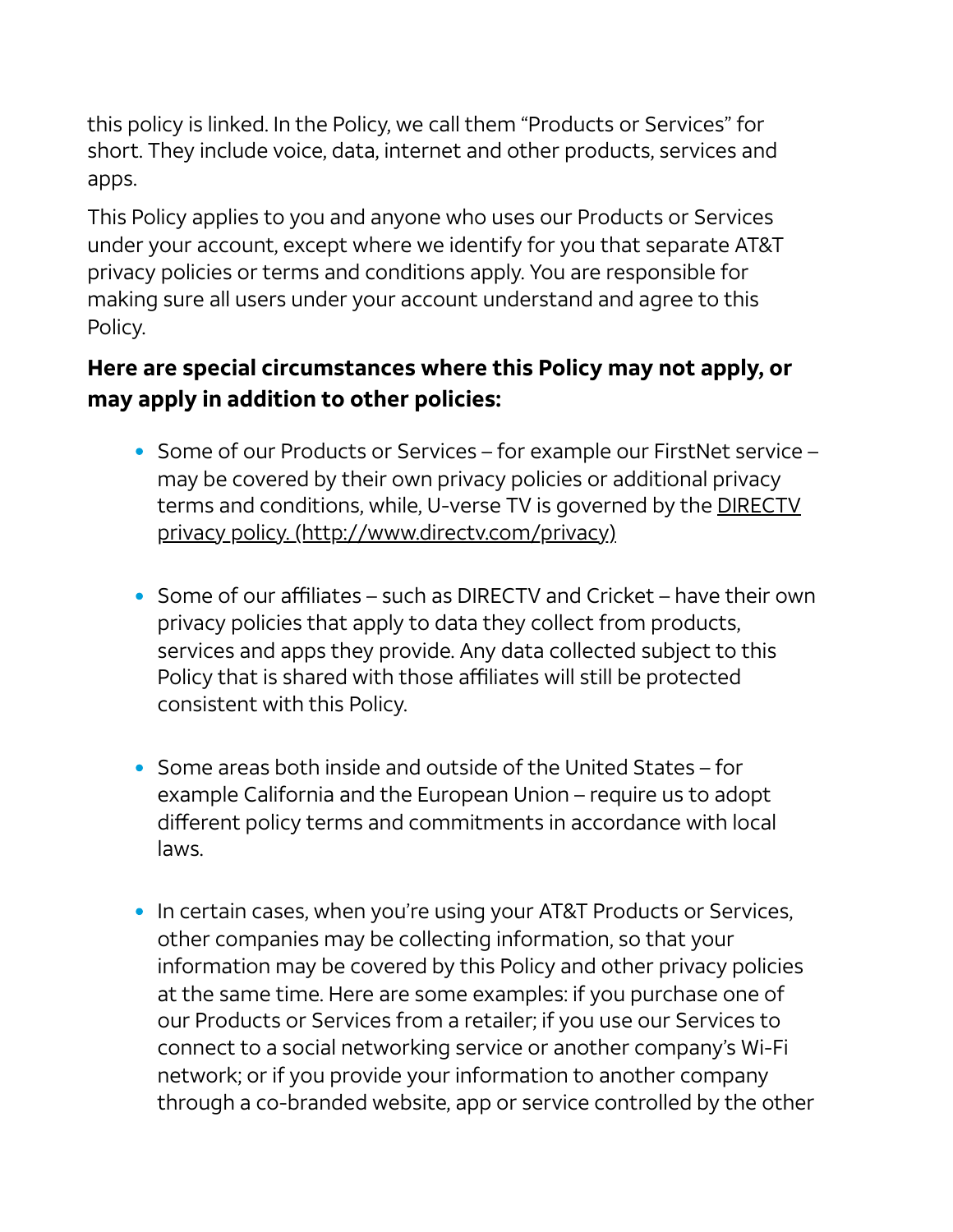this policy is linked. In the Policy, we call them “Products or Services” for short. They include voice, data, internet and other products, services and apps.

This Policy applies to you and anyone who uses our Products or Services under your account, except where we identify for you that separate AT&T privacy policies or terms and conditions apply. You are responsible for making sure all users under your account understand and agree to this Policy.

**Here are special circumstances where this Policy may not apply, or may apply in addition to other policies:**

- Some of our Products or Services – for example our FirstNet service – may be covered by their own privacy policies or additional privacy terms and conditions, while, U-verse TV is governed by the DIRECTV privacy policy. (http://www.directv.com/privacy)

- Some of our affiliates – such as DIRECTV and Cricket – have their own privacy policies that apply to data they collect from products, services and apps they provide. Any data collected subject to this Policy that is shared with those affiliates will still be protected consistent with this Policy.

- Some areas both inside and outside of the United States – for example California and the European Union – require us to adopt different policy terms and commitments in accordance with local laws.

- In certain cases, when you’re using your AT&T Products or Services, other companies may be collecting information, so that your information may be covered by this Policy and other privacy policies at the same time. Here are some examples: if you purchase one of our Products or Services from a retailer; if you use our Services to connect to a social networking service or another company’s Wi-Fi network; or if you provide your information to another company through a co-branded website, app or service controlled by the other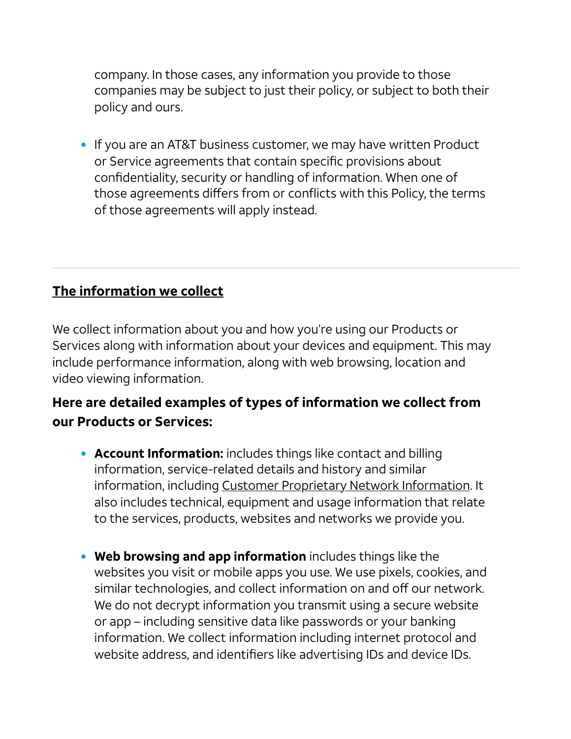company. In those cases, any information you provide to those companies may be subject to just their policy, or subject to both their policy and ours.

- If you are an AT&T business customer, we may have written Product or Service agreements that contain specific provisions about confidentiality, security or handling of information. When one of those agreements differs from or conflicts with this Policy, the terms of those agreements will apply instead.

---

## The information we collect

We collect information about you and how you're using our Products or Services along with information about your devices and equipment. This may include performance information, along with web browsing, location and video viewing information.

### Here are detailed examples of types of information we collect from our Products or Services:

- **Account Information:** includes things like contact and billing information, service-related details and history and similar information, including Customer Proprietary Network Information. It also includes technical, equipment and usage information that relate to the services, products, websites and networks we provide you.

- **Web browsing and app information** includes things like the websites you visit or mobile apps you use. We use pixels, cookies, and similar technologies, and collect information on and off our network. We do not decrypt information you transmit using a secure website or app – including sensitive data like passwords or your banking information. We collect information including internet protocol and website address, and identifiers like advertising IDs and device IDs.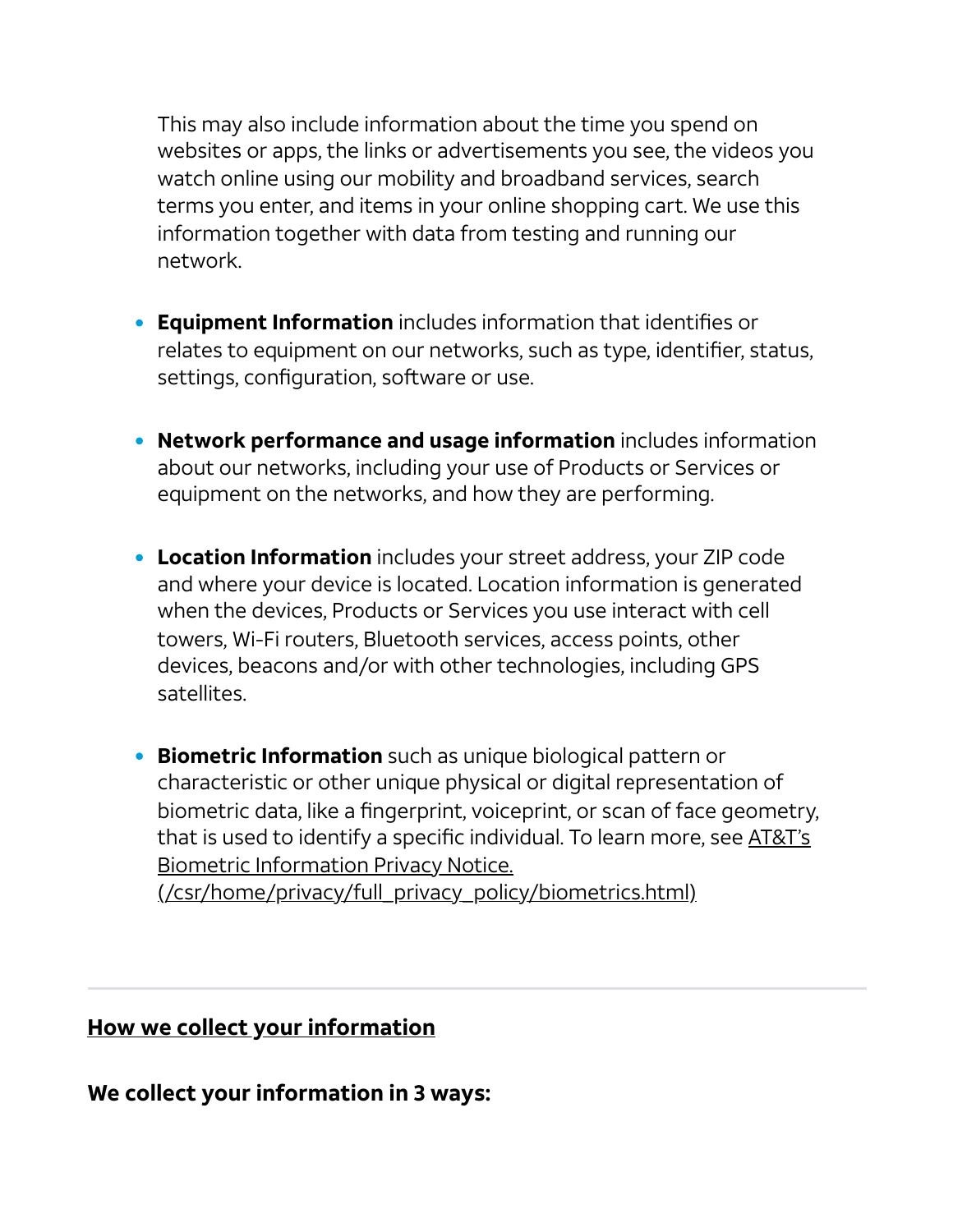This may also include information about the time you spend on websites or apps, the links or advertisements you see, the videos you watch online using our mobility and broadband services, search terms you enter, and items in your online shopping cart. We use this information together with data from testing and running our network.

- **Equipment Information** includes information that identifies or relates to equipment on our networks, such as type, identifier, status, settings, configuration, software or use.
- **Network performance and usage information** includes information about our networks, including your use of Products or Services or equipment on the networks, and how they are performing.
- **Location Information** includes your street address, your ZIP code and where your device is located. Location information is generated when the devices, Products or Services you use interact with cell towers, Wi-Fi routers, Bluetooth services, access points, other devices, beacons and/or with other technologies, including GPS satellites.
- **Biometric Information** such as unique biological pattern or characteristic or other unique physical or digital representation of biometric data, like a fingerprint, voiceprint, or scan of face geometry, that is used to identify a specific individual. To learn more, see AT&T's Biometric Information Privacy Notice. (/csr/home/privacy/full_privacy_policy/biometrics.html)

---

## How we collect your information

**We collect your information in 3 ways:**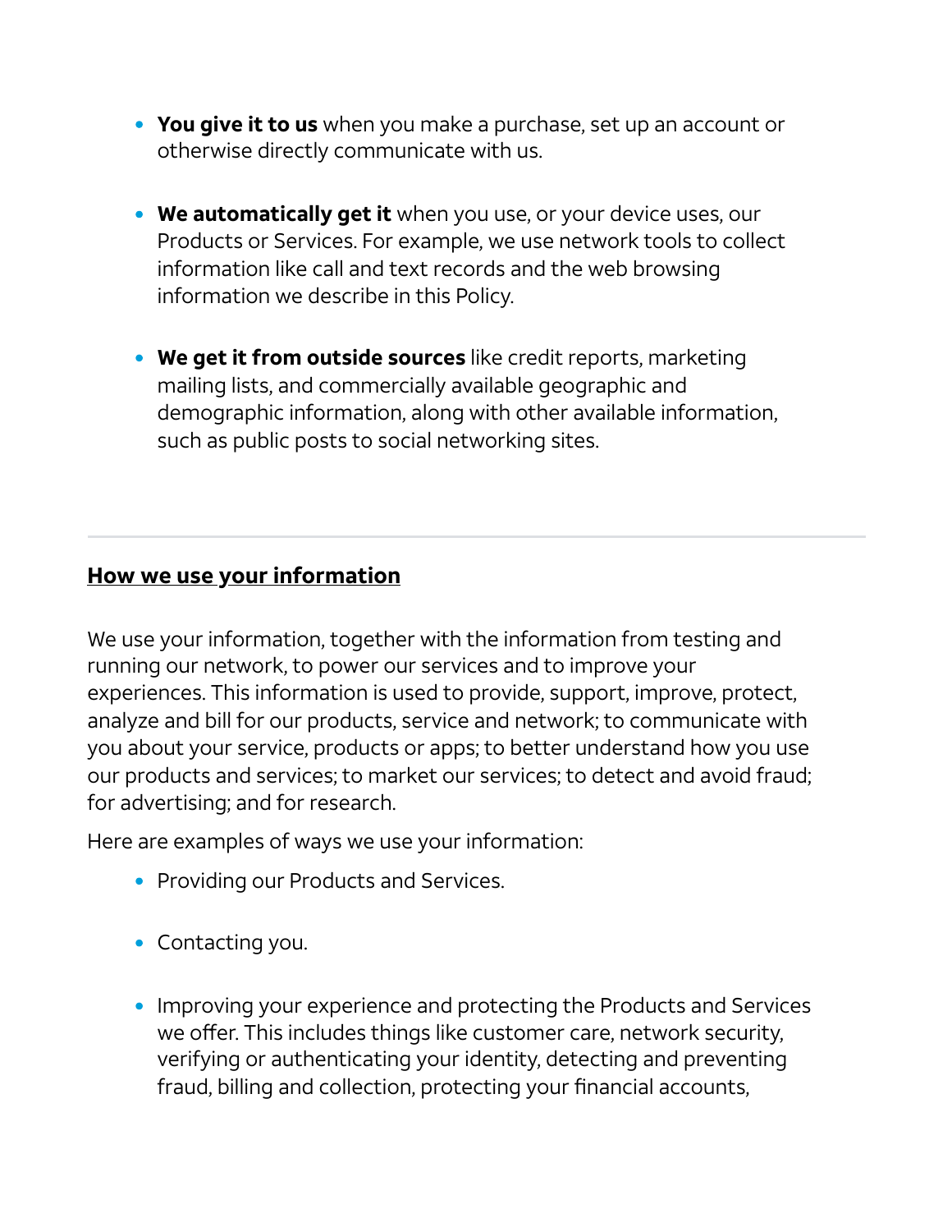- **You give it to us** when you make a purchase, set up an account or otherwise directly communicate with us.

- **We automatically get it** when you use, or your device uses, our Products or Services. For example, we use network tools to collect information like call and text records and the web browsing information we describe in this Policy.

- **We get it from outside sources** like credit reports, marketing mailing lists, and commercially available geographic and demographic information, along with other available information, such as public posts to social networking sites.

---

## How we use your information

We use your information, together with the information from testing and running our network, to power our services and to improve your experiences. This information is used to provide, support, improve, protect, analyze and bill for our products, service and network; to communicate with you about your service, products or apps; to better understand how you use our products and services; to market our services; to detect and avoid fraud; for advertising; and for research.

Here are examples of ways we use your information:

- Providing our Products and Services.

- Contacting you.

- Improving your experience and protecting the Products and Services we offer. This includes things like customer care, network security, verifying or authenticating your identity, detecting and preventing fraud, billing and collection, protecting your financial accounts,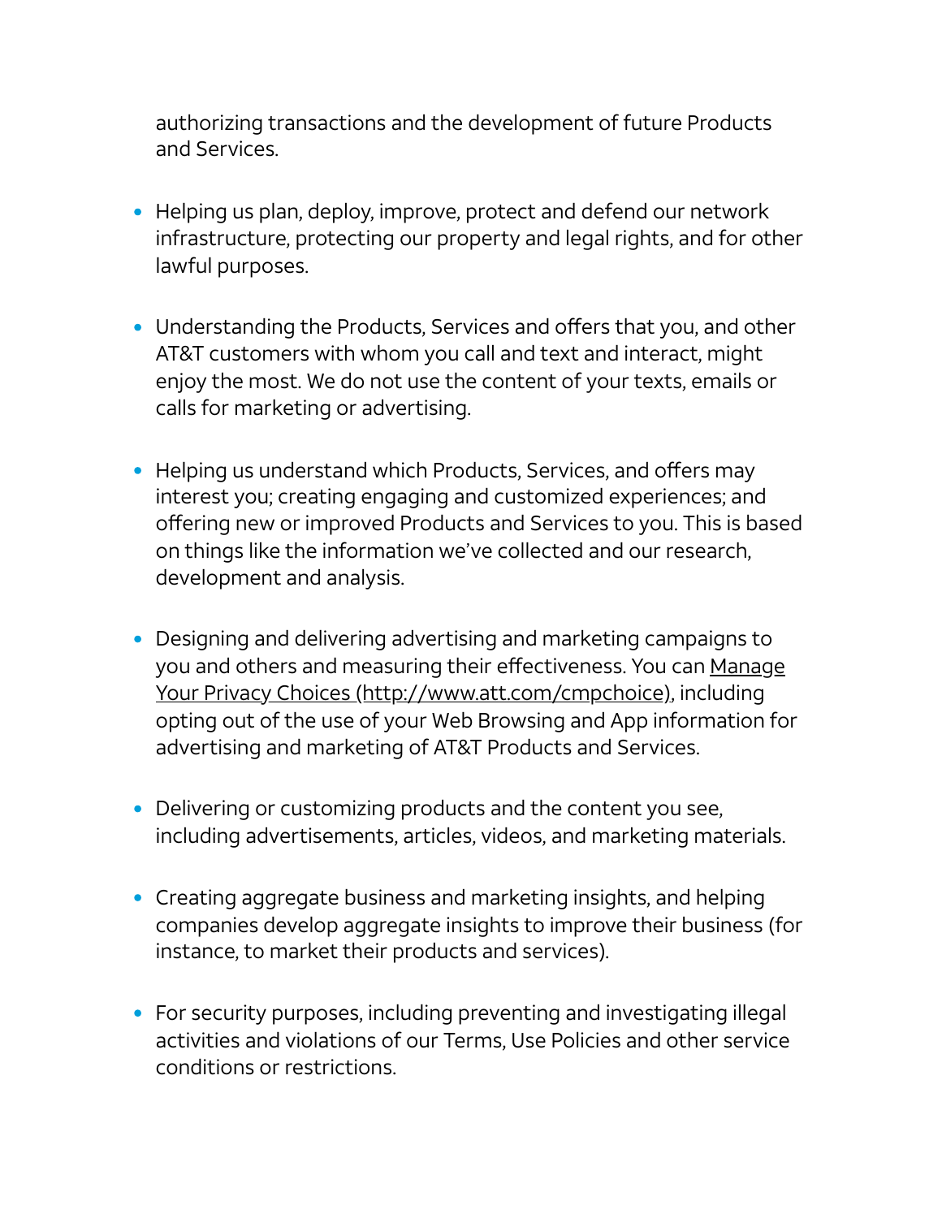authorizing transactions and the development of future Products and Services.

- Helping us plan, deploy, improve, protect and defend our network infrastructure, protecting our property and legal rights, and for other lawful purposes.
- Understanding the Products, Services and offers that you, and other AT&T customers with whom you call and text and interact, might enjoy the most. We do not use the content of your texts, emails or calls for marketing or advertising.
- Helping us understand which Products, Services, and offers may interest you; creating engaging and customized experiences; and offering new or improved Products and Services to you. This is based on things like the information we've collected and our research, development and analysis.
- Designing and delivering advertising and marketing campaigns to you and others and measuring their effectiveness. You can [Manage Your Privacy Choices (http://www.att.com/cmpchoice)](http://www.att.com/cmpchoice), including opting out of the use of your Web Browsing and App information for advertising and marketing of AT&T Products and Services.
- Delivering or customizing products and the content you see, including advertisements, articles, videos, and marketing materials.
- Creating aggregate business and marketing insights, and helping companies develop aggregate insights to improve their business (for instance, to market their products and services).
- For security purposes, including preventing and investigating illegal activities and violations of our Terms, Use Policies and other service conditions or restrictions.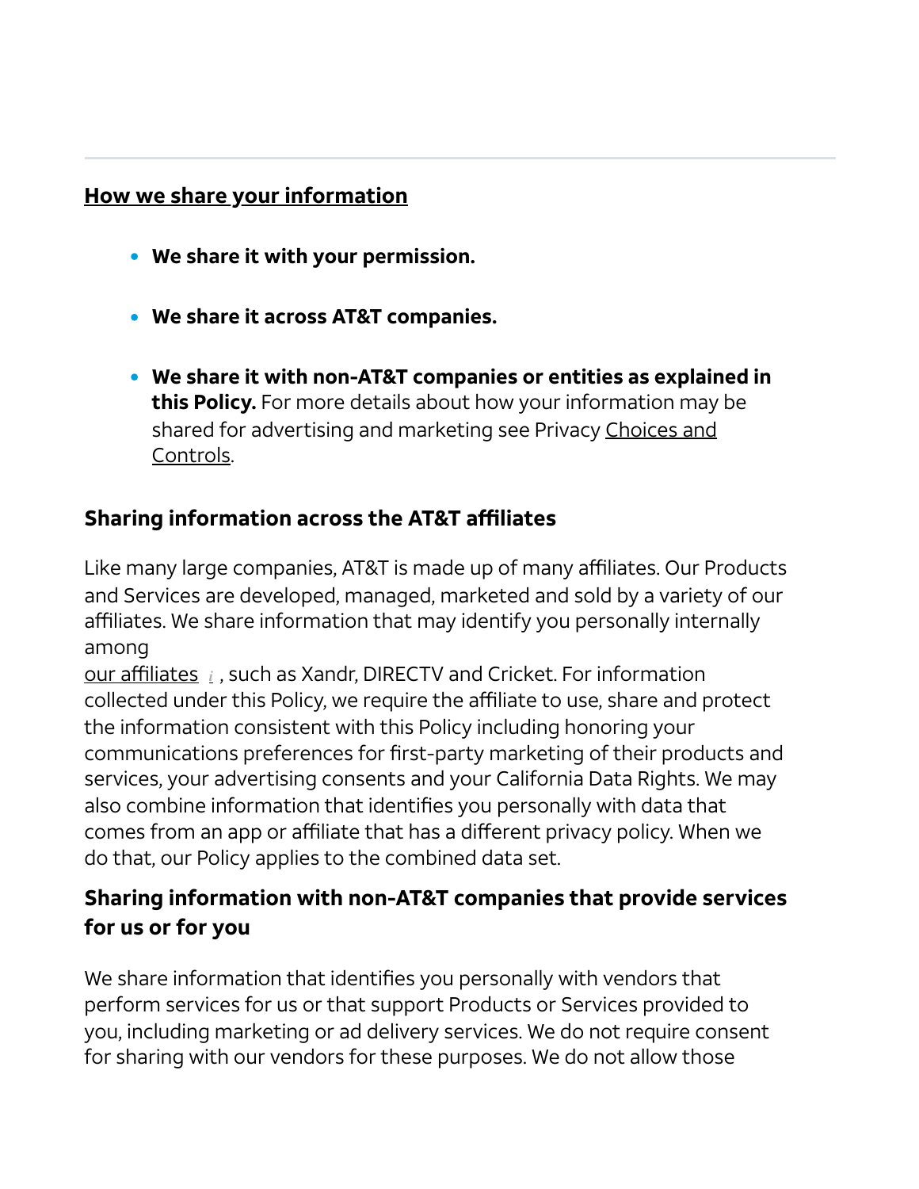## How we share your information

- **We share it with your permission.**
- **We share it across AT&T companies.**
- **We share it with non-AT&T companies or entities as explained in this Policy.** For more details about how your information may be shared for advertising and marketing see Privacy Choices and Controls.

### Sharing information across the AT&T affiliates

Like many large companies, AT&T is made up of many affiliates. Our Products and Services are developed, managed, marketed and sold by a variety of our affiliates. We share information that may identify you personally internally among our affiliates, such as Xandr, DIRECTV and Cricket. For information collected under this Policy, we require the affiliate to use, share and protect the information consistent with this Policy including honoring your communications preferences for first-party marketing of their products and services, your advertising consents and your California Data Rights. We may also combine information that identifies you personally with data that comes from an app or affiliate that has a different privacy policy. When we do that, our Policy applies to the combined data set.

### Sharing information with non-AT&T companies that provide services for us or for you

We share information that identifies you personally with vendors that perform services for us or that support Products or Services provided to you, including marketing or ad delivery services. We do not require consent for sharing with our vendors for these purposes. We do not allow those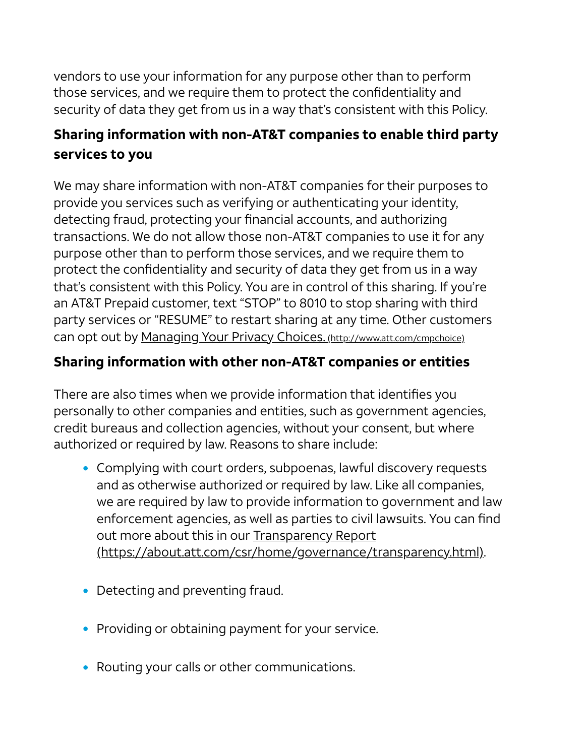vendors to use your information for any purpose other than to perform those services, and we require them to protect the confidentiality and security of data they get from us in a way that's consistent with this Policy.

### Sharing information with non-AT&T companies to enable third party services to you

We may share information with non-AT&T companies for their purposes to provide you services such as verifying or authenticating your identity, detecting fraud, protecting your financial accounts, and authorizing transactions. We do not allow those non-AT&T companies to use it for any purpose other than to perform those services, and we require them to protect the confidentiality and security of data they get from us in a way that's consistent with this Policy. You are in control of this sharing. If you're an AT&T Prepaid customer, text "STOP" to 8010 to stop sharing with third party services or "RESUME" to restart sharing at any time. Other customers can opt out by Managing Your Privacy Choices. (http://www.att.com/cmpchoice)

### Sharing information with other non-AT&T companies or entities

There are also times when we provide information that identifies you personally to other companies and entities, such as government agencies, credit bureaus and collection agencies, without your consent, but where authorized or required by law. Reasons to share include:

- Complying with court orders, subpoenas, lawful discovery requests and as otherwise authorized or required by law. Like all companies, we are required by law to provide information to government and law enforcement agencies, as well as parties to civil lawsuits. You can find out more about this in our Transparency Report (https://about.att.com/csr/home/governance/transparency.html).
- Detecting and preventing fraud.
- Providing or obtaining payment for your service.
- Routing your calls or other communications.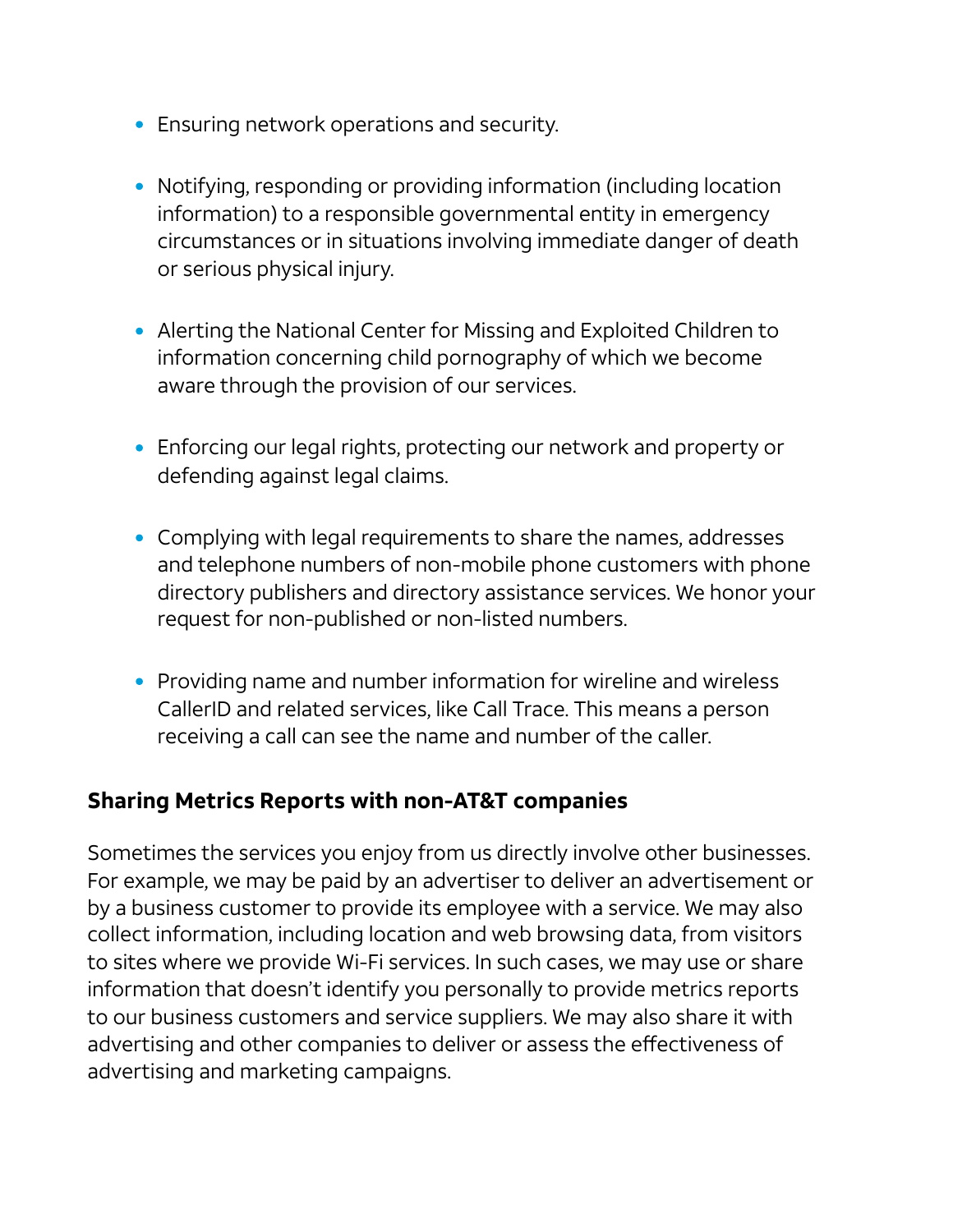- Ensuring network operations and security.
- Notifying, responding or providing information (including location information) to a responsible governmental entity in emergency circumstances or in situations involving immediate danger of death or serious physical injury.
- Alerting the National Center for Missing and Exploited Children to information concerning child pornography of which we become aware through the provision of our services.
- Enforcing our legal rights, protecting our network and property or defending against legal claims.
- Complying with legal requirements to share the names, addresses and telephone numbers of non-mobile phone customers with phone directory publishers and directory assistance services. We honor your request for non-published or non-listed numbers.
- Providing name and number information for wireline and wireless CallerID and related services, like Call Trace. This means a person receiving a call can see the name and number of the caller.

### Sharing Metrics Reports with non-AT&T companies

Sometimes the services you enjoy from us directly involve other businesses. For example, we may be paid by an advertiser to deliver an advertisement or by a business customer to provide its employee with a service. We may also collect information, including location and web browsing data, from visitors to sites where we provide Wi-Fi services. In such cases, we may use or share information that doesn't identify you personally to provide metrics reports to our business customers and service suppliers. We may also share it with advertising and other companies to deliver or assess the effectiveness of advertising and marketing campaigns.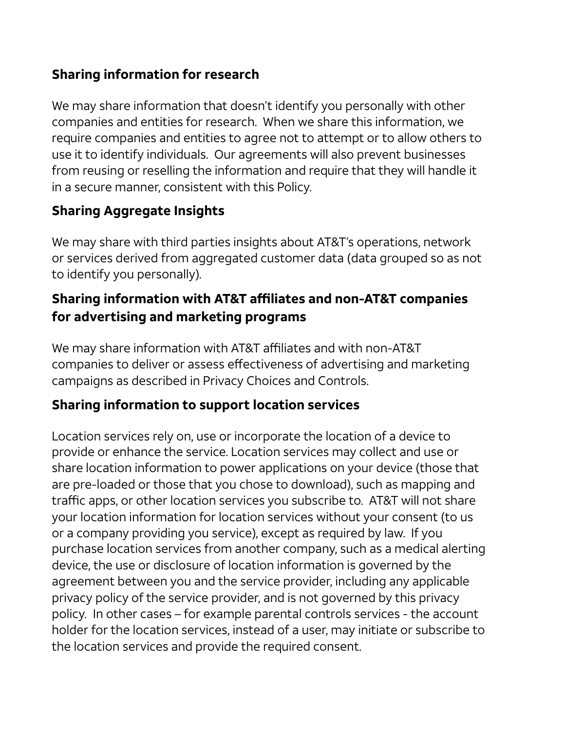### Sharing information for research

We may share information that doesn't identify you personally with other companies and entities for research. When we share this information, we require companies and entities to agree not to attempt or to allow others to use it to identify individuals. Our agreements will also prevent businesses from reusing or reselling the information and require that they will handle it in a secure manner, consistent with this Policy.

### Sharing Aggregate Insights

We may share with third parties insights about AT&T's operations, network or services derived from aggregated customer data (data grouped so as not to identify you personally).

### Sharing information with AT&T affiliates and non-AT&T companies for advertising and marketing programs

We may share information with AT&T affiliates and with non-AT&T companies to deliver or assess effectiveness of advertising and marketing campaigns as described in Privacy Choices and Controls.

### Sharing information to support location services

Location services rely on, use or incorporate the location of a device to provide or enhance the service. Location services may collect and use or share location information to power applications on your device (those that are pre-loaded or those that you chose to download), such as mapping and traffic apps, or other location services you subscribe to. AT&T will not share your location information for location services without your consent (to us or a company providing you service), except as required by law. If you purchase location services from another company, such as a medical alerting device, the use or disclosure of location information is governed by the agreement between you and the service provider, including any applicable privacy policy of the service provider, and is not governed by this privacy policy. In other cases – for example parental controls services - the account holder for the location services, instead of a user, may initiate or subscribe to the location services and provide the required consent.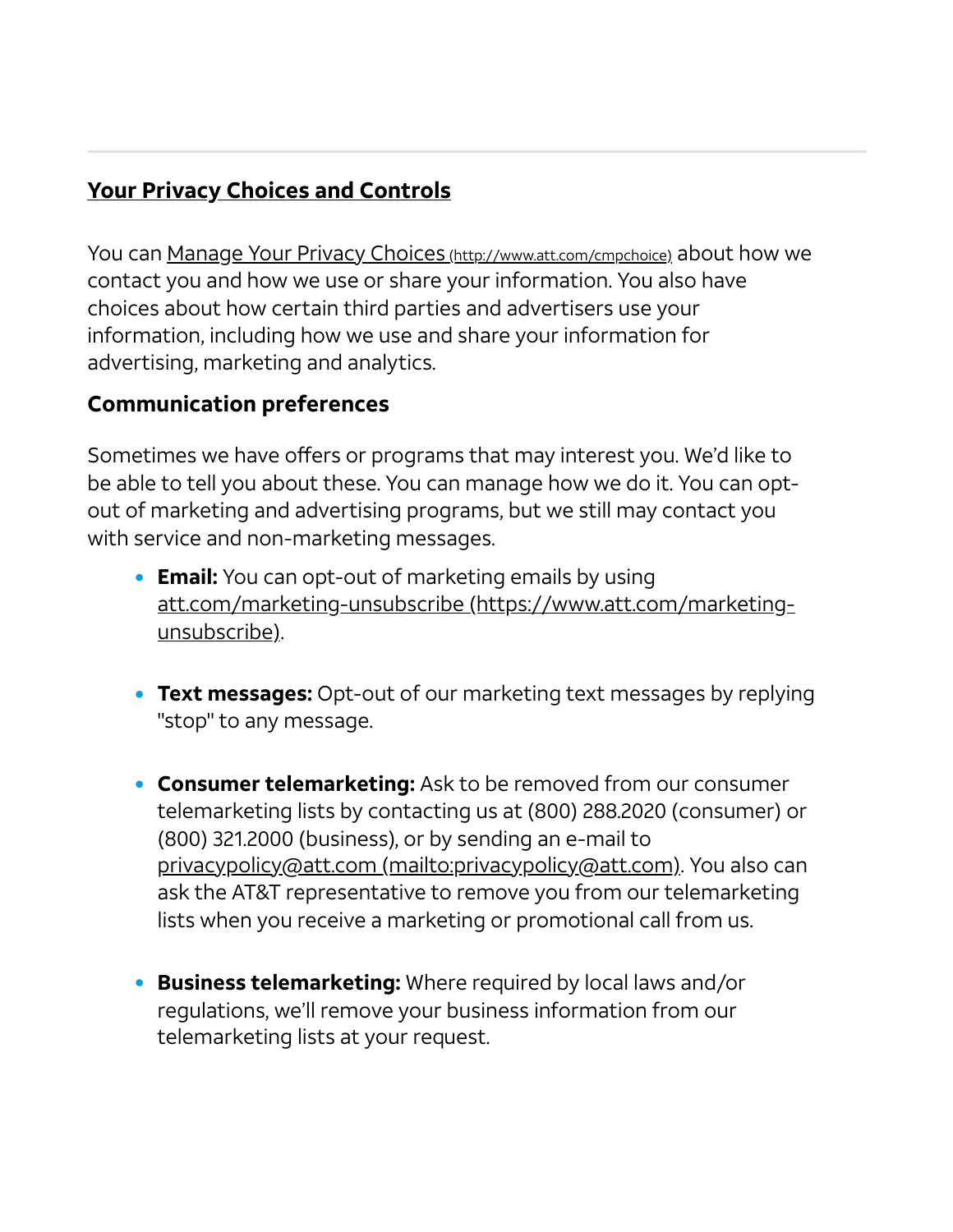## Your Privacy Choices and Controls

You can Manage Your Privacy Choices (http://www.att.com/cmpchoice) about how we contact you and how we use or share your information. You also have choices about how certain third parties and advertisers use your information, including how we use and share your information for advertising, marketing and analytics.

### Communication preferences

Sometimes we have offers or programs that may interest you. We'd like to be able to tell you about these. You can manage how we do it. You can opt-out of marketing and advertising programs, but we still may contact you with service and non-marketing messages.

- **Email:** You can opt-out of marketing emails by using att.com/marketing-unsubscribe (https://www.att.com/marketing-unsubscribe).
- **Text messages:** Opt-out of our marketing text messages by replying "stop" to any message.
- **Consumer telemarketing:** Ask to be removed from our consumer telemarketing lists by contacting us at (800) 288.2020 (consumer) or (800) 321.2000 (business), or by sending an e-mail to privacypolicy@att.com (mailto:privacypolicy@att.com). You also can ask the AT&T representative to remove you from our telemarketing lists when you receive a marketing or promotional call from us.
- **Business telemarketing:** Where required by local laws and/or regulations, we'll remove your business information from our telemarketing lists at your request.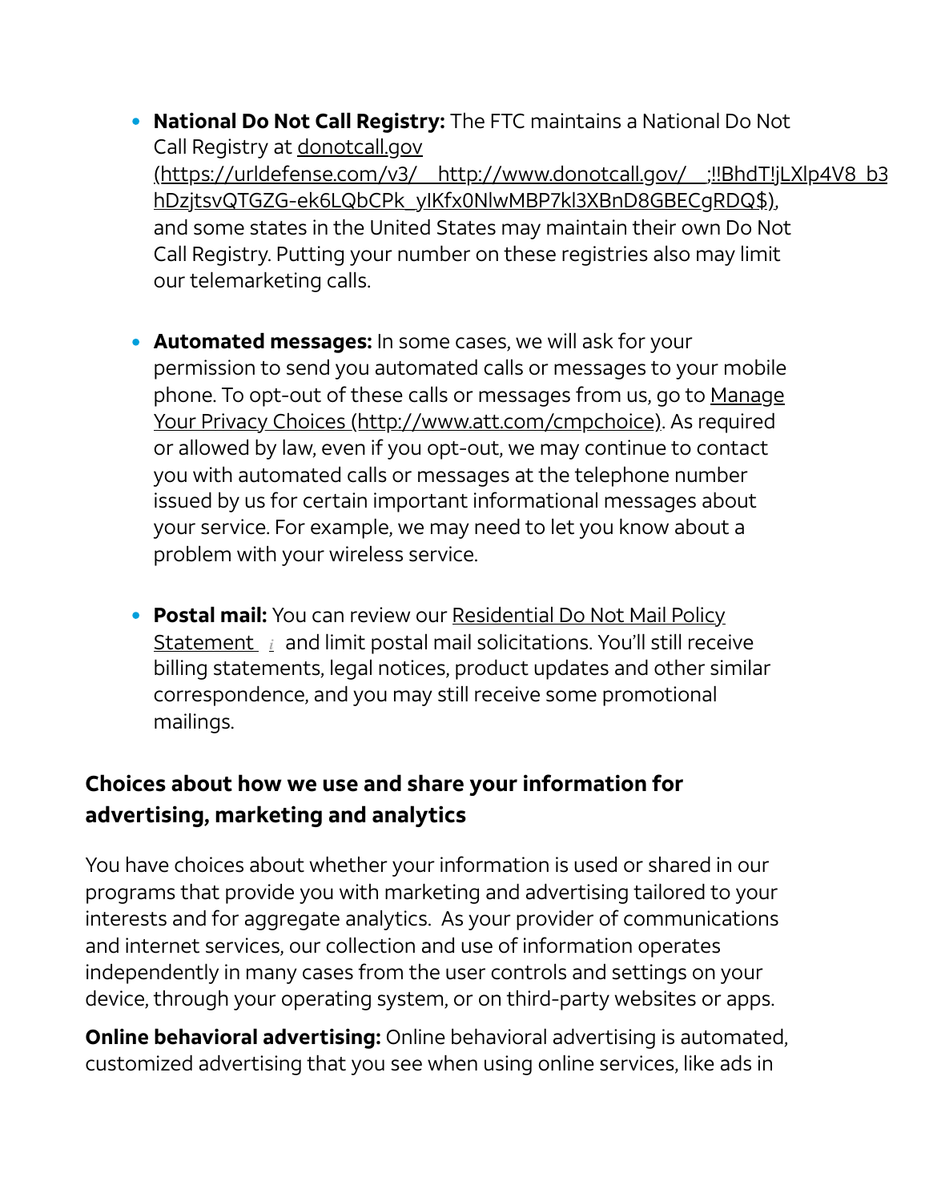- **National Do Not Call Registry:** The FTC maintains a National Do Not Call Registry at donotcall.gov (https://urldefense.com/v3/__http://www.donotcall.gov/__;!!BhdT!jLXlp4V8_b3hDzjtsvQTGZG-ek6LQbCPk_yIKfx0NlwMBP7kl3XBnD8GBECgRDQ$), and some states in the United States may maintain their own Do Not Call Registry. Putting your number on these registries also may limit our telemarketing calls.

- **Automated messages:** In some cases, we will ask for your permission to send you automated calls or messages to your mobile phone. To opt-out of these calls or messages from us, go to Manage Your Privacy Choices (http://www.att.com/cmpchoice). As required or allowed by law, even if you opt-out, we may continue to contact you with automated calls or messages at the telephone number issued by us for certain important informational messages about your service. For example, we may need to let you know about a problem with your wireless service.

- **Postal mail:** You can review our Residential Do Not Mail Policy Statement and limit postal mail solicitations. You'll still receive billing statements, legal notices, product updates and other similar correspondence, and you may still receive some promotional mailings.

### Choices about how we use and share your information for advertising, marketing and analytics

You have choices about whether your information is used or shared in our programs that provide you with marketing and advertising tailored to your interests and for aggregate analytics. As your provider of communications and internet services, our collection and use of information operates independently in many cases from the user controls and settings on your device, through your operating system, or on third-party websites or apps.

**Online behavioral advertising:** Online behavioral advertising is automated, customized advertising that you see when using online services, like ads in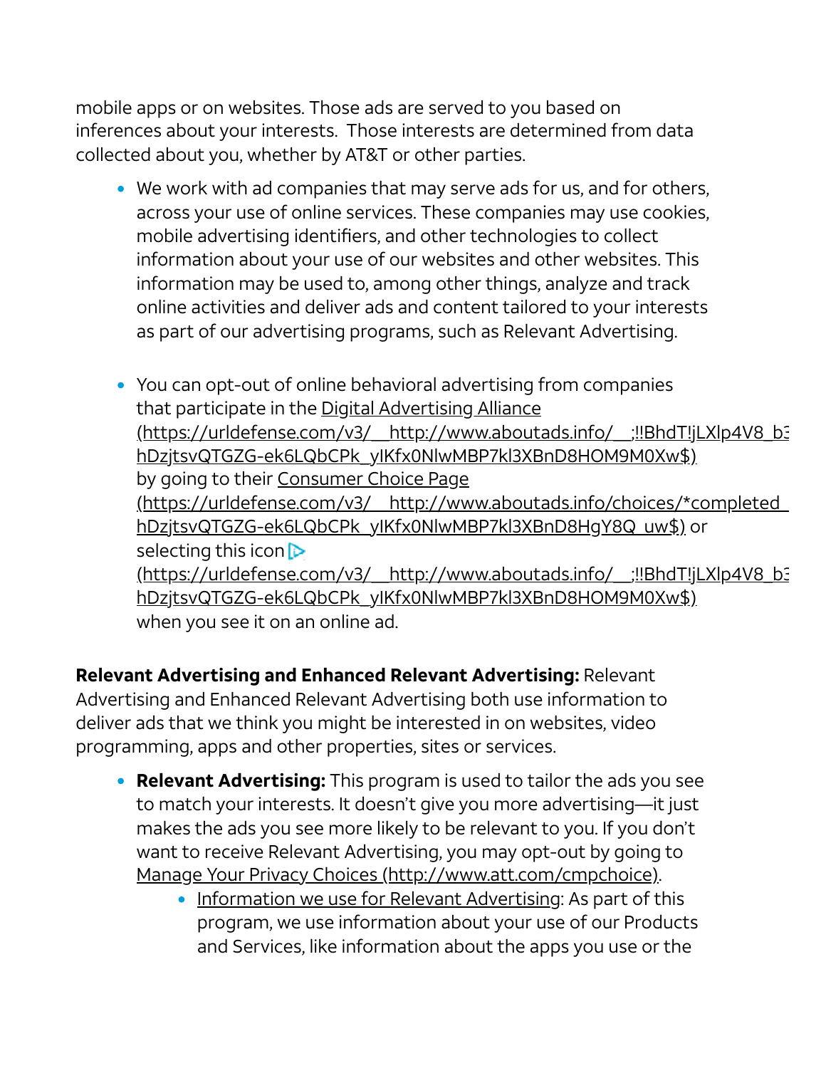mobile apps or on websites. Those ads are served to you based on inferences about your interests. Those interests are determined from data collected about you, whether by AT&T or other parties.

- We work with ad companies that may serve ads for us, and for others, across your use of online services. These companies may use cookies, mobile advertising identifiers, and other technologies to collect information about your use of our websites and other websites. This information may be used to, among other things, analyze and track online activities and deliver ads and content tailored to your interests as part of our advertising programs, such as Relevant Advertising.

- You can opt-out of online behavioral advertising from companies that participate in the Digital Advertising Alliance (https://urldefense.com/v3/__http://www.aboutads.info/__;!!BhdT!jLXlp4V8_b3 hDzjtsvQTGZG-ek6LQbCPk_yIKfx0NlwMBP7kl3XBnD8HOM9M0Xw$) by going to their Consumer Choice Page (https://urldefense.com/v3/__http://www.aboutads.info/choices/*completed_ hDzjtsvQTGZG-ek6LQbCPk_yIKfx0NlwMBP7kl3XBnD8HgY8Q_uw$) or selecting this icon (https://urldefense.com/v3/__http://www.aboutads.info/__;!!BhdT!jLXlp4V8_b3 hDzjtsvQTGZG-ek6LQbCPk_yIKfx0NlwMBP7kl3XBnD8HOM9M0Xw$) when you see it on an online ad.

**Relevant Advertising and Enhanced Relevant Advertising:** Relevant Advertising and Enhanced Relevant Advertising both use information to deliver ads that we think you might be interested in on websites, video programming, apps and other properties, sites or services.

- **Relevant Advertising:** This program is used to tailor the ads you see to match your interests. It doesn't give you more advertising—it just makes the ads you see more likely to be relevant to you. If you don't want to receive Relevant Advertising, you may opt-out by going to Manage Your Privacy Choices (http://www.att.com/cmpchoice).
  - Information we use for Relevant Advertising: As part of this program, we use information about your use of our Products and Services, like information about the apps you use or the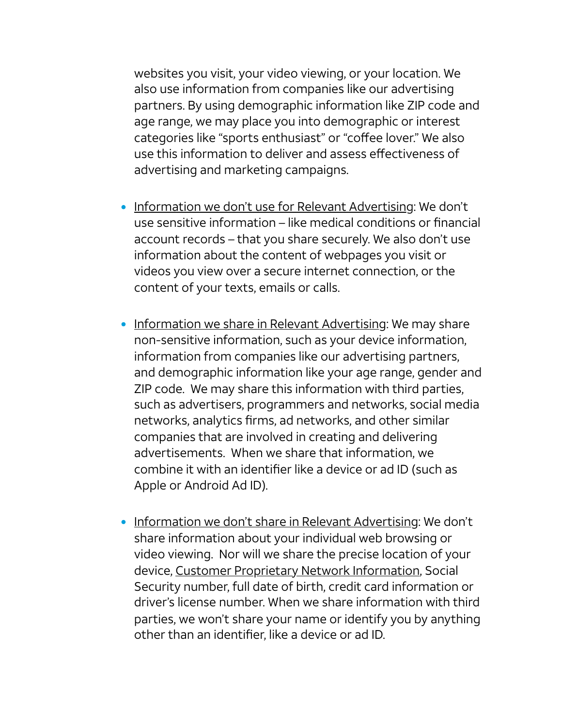websites you visit, your video viewing, or your location. We also use information from companies like our advertising partners. By using demographic information like ZIP code and age range, we may place you into demographic or interest categories like "sports enthusiast" or "coffee lover." We also use this information to deliver and assess effectiveness of advertising and marketing campaigns.

- Information we don't use for Relevant Advertising: We don't use sensitive information – like medical conditions or financial account records – that you share securely. We also don't use information about the content of webpages you visit or videos you view over a secure internet connection, or the content of your texts, emails or calls.

- Information we share in Relevant Advertising: We may share non-sensitive information, such as your device information, information from companies like our advertising partners, and demographic information like your age range, gender and ZIP code. We may share this information with third parties, such as advertisers, programmers and networks, social media networks, analytics firms, ad networks, and other similar companies that are involved in creating and delivering advertisements. When we share that information, we combine it with an identifier like a device or ad ID (such as Apple or Android Ad ID).

- Information we don't share in Relevant Advertising: We don't share information about your individual web browsing or video viewing. Nor will we share the precise location of your device, Customer Proprietary Network Information, Social Security number, full date of birth, credit card information or driver's license number. When we share information with third parties, we won't share your name or identify you by anything other than an identifier, like a device or ad ID.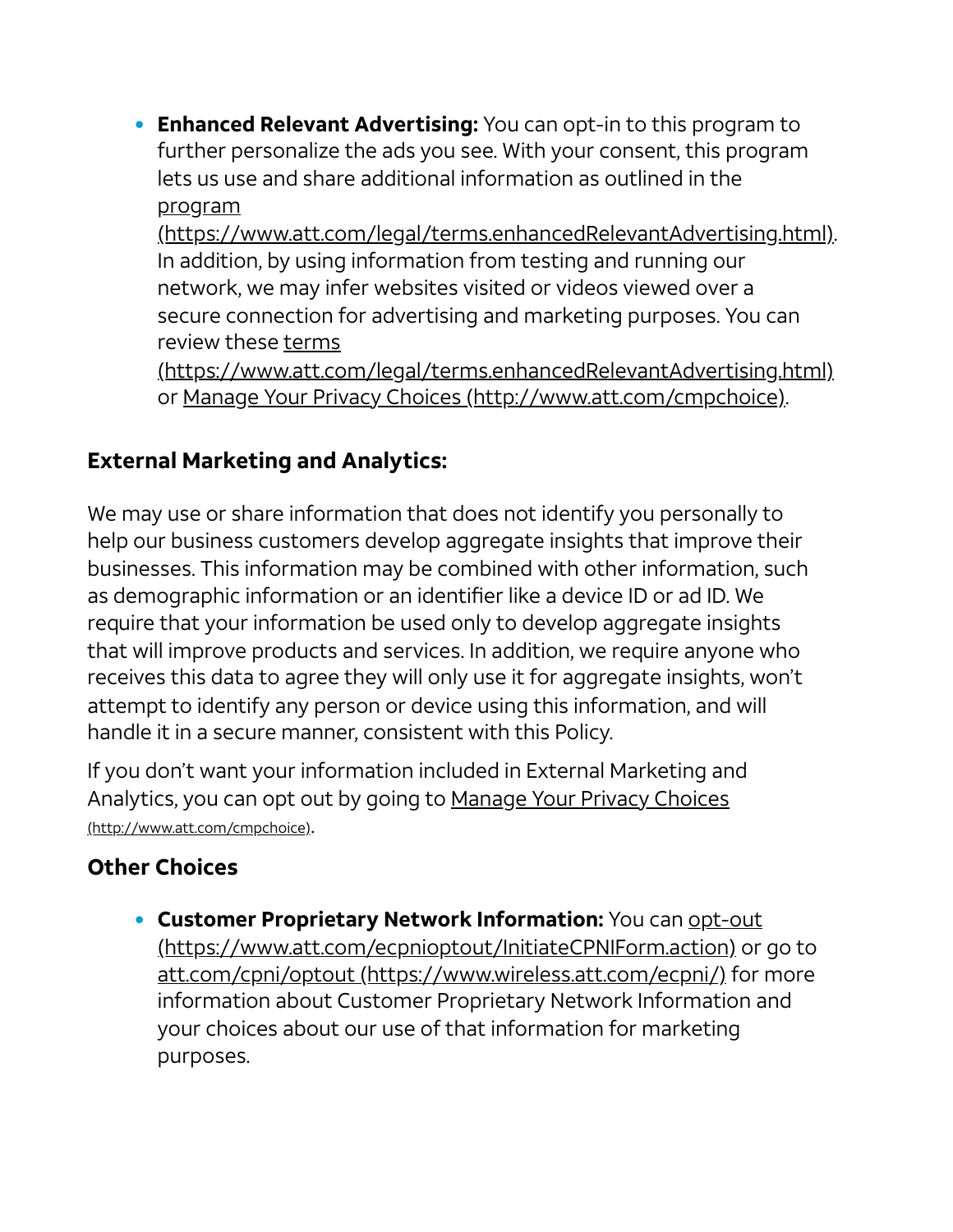- **Enhanced Relevant Advertising:** You can opt-in to this program to further personalize the ads you see. With your consent, this program lets us use and share additional information as outlined in the program (https://www.att.com/legal/terms.enhancedRelevantAdvertising.html). In addition, by using information from testing and running our network, we may infer websites visited or videos viewed over a secure connection for advertising and marketing purposes. You can review these terms (https://www.att.com/legal/terms.enhancedRelevantAdvertising.html) or Manage Your Privacy Choices (http://www.att.com/cmpchoice).

### External Marketing and Analytics:

We may use or share information that does not identify you personally to help our business customers develop aggregate insights that improve their businesses. This information may be combined with other information, such as demographic information or an identifier like a device ID or ad ID. We require that your information be used only to develop aggregate insights that will improve products and services. In addition, we require anyone who receives this data to agree they will only use it for aggregate insights, won't attempt to identify any person or device using this information, and will handle it in a secure manner, consistent with this Policy.

If you don't want your information included in External Marketing and Analytics, you can opt out by going to Manage Your Privacy Choices (http://www.att.com/cmpchoice).

### Other Choices

- **Customer Proprietary Network Information:** You can opt-out (https://www.att.com/ecpnioptout/InitiateCPNIForm.action) or go to att.com/cpni/optout (https://www.wireless.att.com/ecpni/) for more information about Customer Proprietary Network Information and your choices about our use of that information for marketing purposes.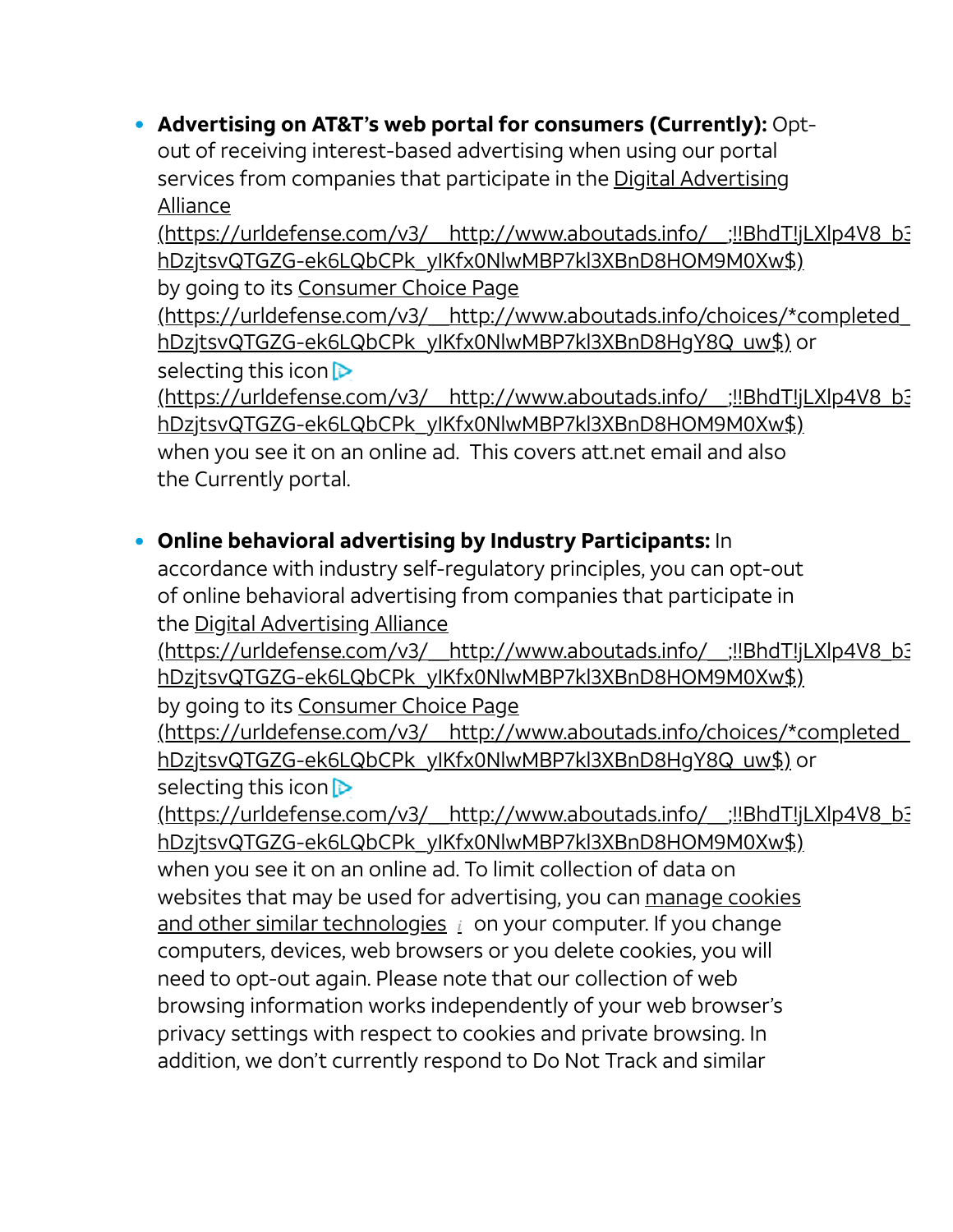- **Advertising on AT&T's web portal for consumers (Currently):** Opt-out of receiving interest-based advertising when using our portal services from companies that participate in the Digital Advertising Alliance (https://urldefense.com/v3/__http://www.aboutads.info/__;!!BhdT!jLXlp4V8_b3 hDzjtsvQTGZG-ek6LQbCPk_yIKfx0NlwMBP7kl3XBnD8HOM9M0Xw$) by going to its Consumer Choice Page (https://urldefense.com/v3/__http://www.aboutads.info/choices/*completed_ hDzjtsvQTGZG-ek6LQbCPk_yIKfx0NlwMBP7kl3XBnD8HgY8Q_uw$) or selecting this icon ▷ (https://urldefense.com/v3/__http://www.aboutads.info/__;!!BhdT!jLXlp4V8_b3 hDzjtsvQTGZG-ek6LQbCPk_yIKfx0NlwMBP7kl3XBnD8HOM9M0Xw$) when you see it on an online ad. This covers att.net email and also the Currently portal.

- **Online behavioral advertising by Industry Participants:** In accordance with industry self-regulatory principles, you can opt-out of online behavioral advertising from companies that participate in the Digital Advertising Alliance (https://urldefense.com/v3/__http://www.aboutads.info/__;!!BhdT!jLXlp4V8_b3 hDzjtsvQTGZG-ek6LQbCPk_yIKfx0NlwMBP7kl3XBnD8HOM9M0Xw$) by going to its Consumer Choice Page (https://urldefense.com/v3/__http://www.aboutads.info/choices/*completed_ hDzjtsvQTGZG-ek6LQbCPk_yIKfx0NlwMBP7kl3XBnD8HgY8Q_uw$) or selecting this icon ▷ (https://urldefense.com/v3/__http://www.aboutads.info/__;!!BhdT!jLXlp4V8_b3 hDzjtsvQTGZG-ek6LQbCPk_yIKfx0NlwMBP7kl3XBnD8HOM9M0Xw$) when you see it on an online ad. To limit collection of data on websites that may be used for advertising, you can manage cookies and other similar technologies *i* on your computer. If you change computers, devices, web browsers or you delete cookies, you will need to opt-out again. Please note that our collection of web browsing information works independently of your web browser's privacy settings with respect to cookies and private browsing. In addition, we don't currently respond to Do Not Track and similar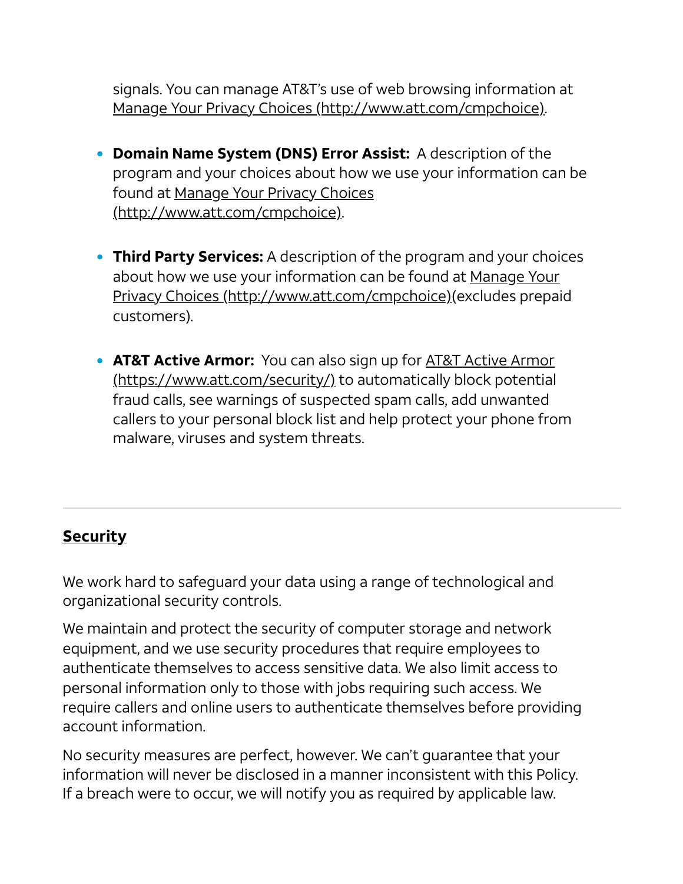signals. You can manage AT&T's use of web browsing information at Manage Your Privacy Choices (http://www.att.com/cmpchoice).

- **Domain Name System (DNS) Error Assist:** A description of the program and your choices about how we use your information can be found at Manage Your Privacy Choices (http://www.att.com/cmpchoice).

- **Third Party Services:** A description of the program and your choices about how we use your information can be found at Manage Your Privacy Choices (http://www.att.com/cmpchoice)(excludes prepaid customers).

- **AT&T Active Armor:** You can also sign up for AT&T Active Armor (https://www.att.com/security/) to automatically block potential fraud calls, see warnings of suspected spam calls, add unwanted callers to your personal block list and help protect your phone from malware, viruses and system threats.

---

## Security

We work hard to safeguard your data using a range of technological and organizational security controls.

We maintain and protect the security of computer storage and network equipment, and we use security procedures that require employees to authenticate themselves to access sensitive data. We also limit access to personal information only to those with jobs requiring such access. We require callers and online users to authenticate themselves before providing account information.

No security measures are perfect, however. We can't guarantee that your information will never be disclosed in a manner inconsistent with this Policy. If a breach were to occur, we will notify you as required by applicable law.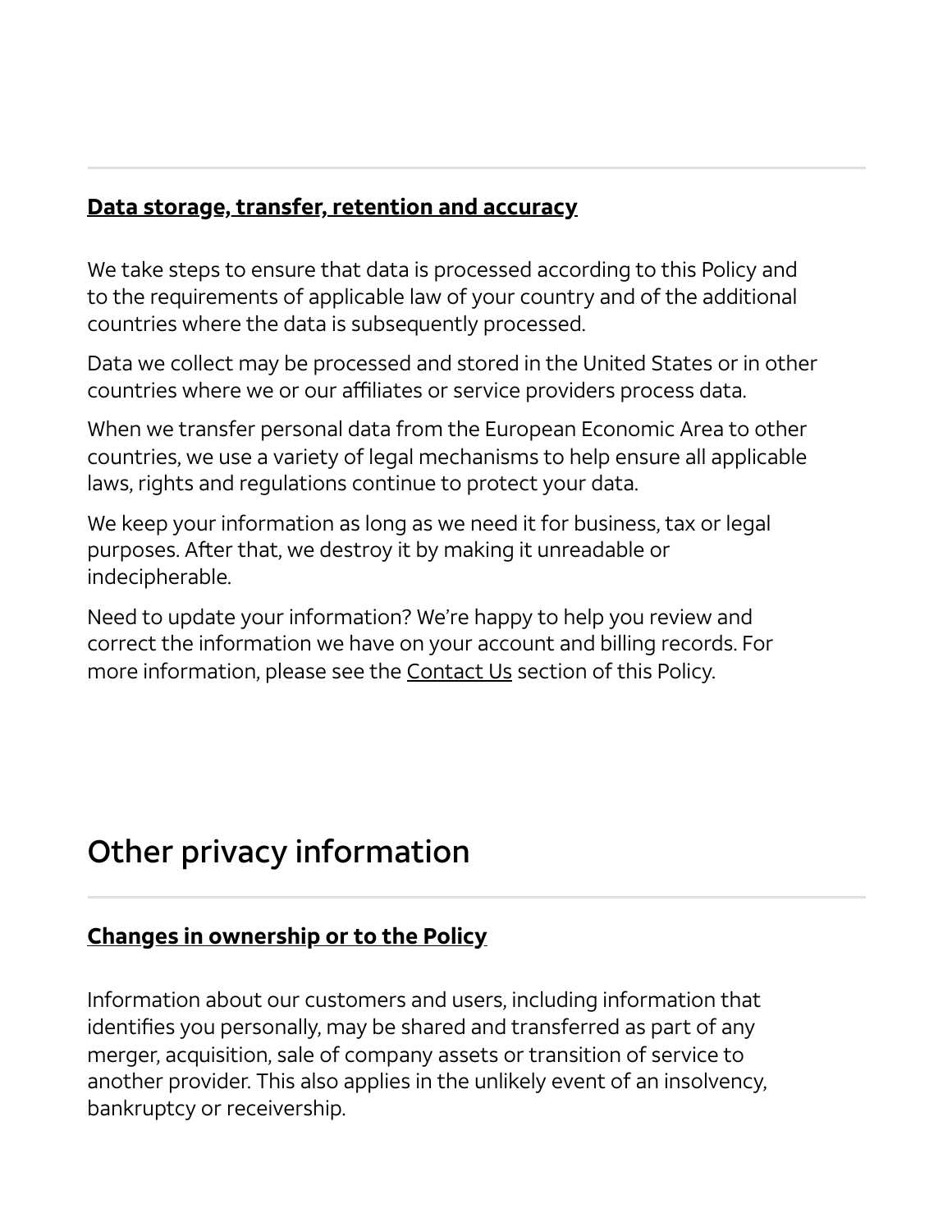### **Data storage, transfer, retention and accuracy**

We take steps to ensure that data is processed according to this Policy and to the requirements of applicable law of your country and of the additional countries where the data is subsequently processed.

Data we collect may be processed and stored in the United States or in other countries where we or our affiliates or service providers process data.

When we transfer personal data from the European Economic Area to other countries, we use a variety of legal mechanisms to help ensure all applicable laws, rights and regulations continue to protect your data.

We keep your information as long as we need it for business, tax or legal purposes. After that, we destroy it by making it unreadable or indecipherable.

Need to update your information? We're happy to help you review and correct the information we have on your account and billing records. For more information, please see the Contact Us section of this Policy.

## Other privacy information

### **Changes in ownership or to the Policy**

Information about our customers and users, including information that identifies you personally, may be shared and transferred as part of any merger, acquisition, sale of company assets or transition of service to another provider. This also applies in the unlikely event of an insolvency, bankruptcy or receivership.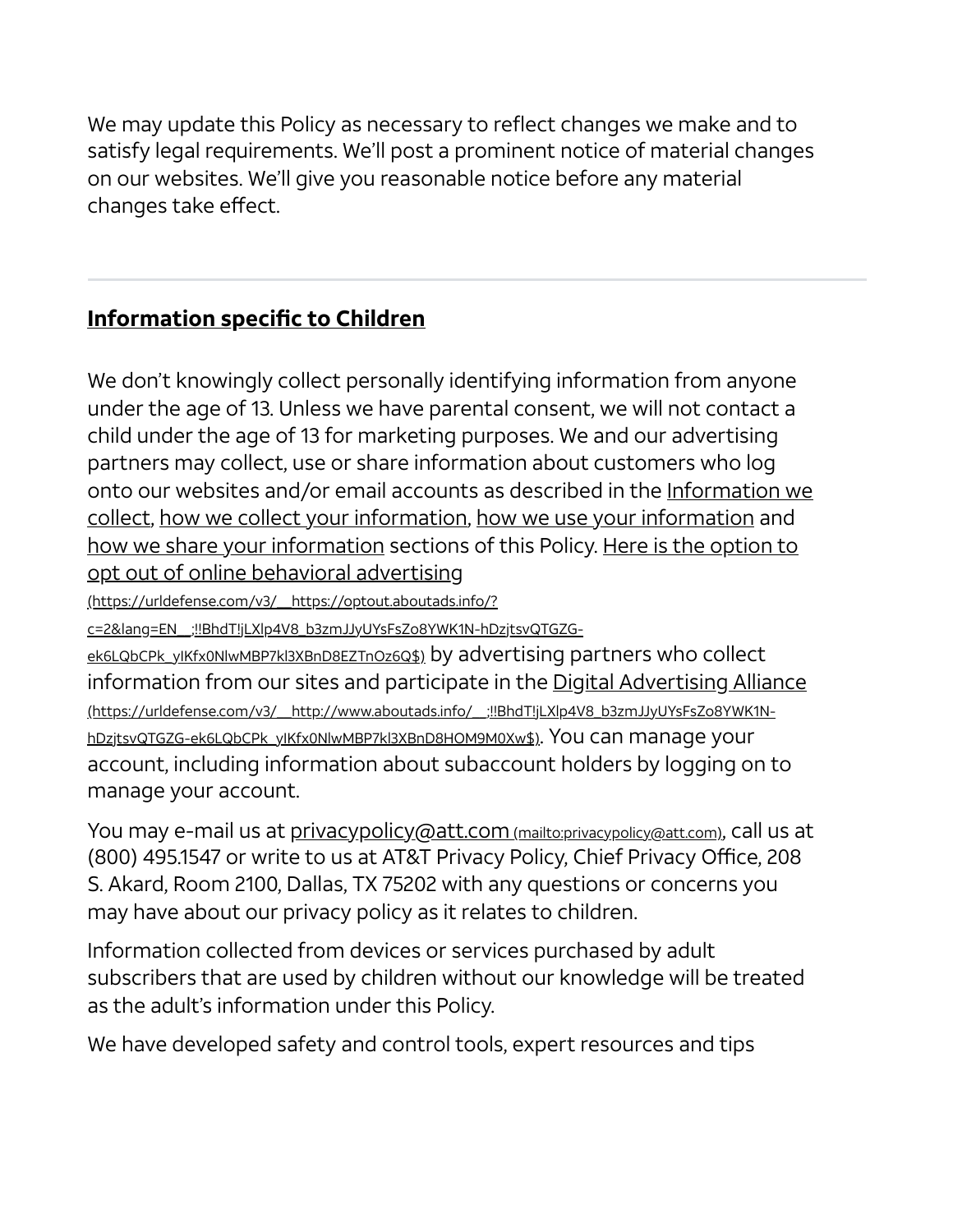We may update this Policy as necessary to reflect changes we make and to satisfy legal requirements. We'll post a prominent notice of material changes on our websites. We'll give you reasonable notice before any material changes take effect.

---

## Information specific to Children

We don't knowingly collect personally identifying information from anyone under the age of 13. Unless we have parental consent, we will not contact a child under the age of 13 for marketing purposes. We and our advertising partners may collect, use or share information about customers who log onto our websites and/or email accounts as described in the Information we collect, how we collect your information, how we use your information and how we share your information sections of this Policy. Here is the option to opt out of online behavioral advertising (https://urldefense.com/v3/__https://optout.aboutads.info/?c=2&lang=EN__;!!BhdT!jLXlp4V8_b3zmJJyUYsFsZo8YWK1N-hDzjtsvQTGZG-ek6LQbCPk_ylKfx0NlwMBP7kl3XBnD8EZTnOz6Q$) by advertising partners who collect information from our sites and participate in the Digital Advertising Alliance (https://urldefense.com/v3/__http://www.aboutads.info/__;!!BhdT!jLXlp4V8_b3zmJJyUYsFsZo8YWK1N-hDzjtsvQTGZG-ek6LQbCPk_ylKfx0NlwMBP7kl3XBnD8HOM9M0Xw$). You can manage your account, including information about subaccount holders by logging on to manage your account.

You may e-mail us at privacypolicy@att.com (mailto:privacypolicy@att.com), call us at (800) 495.1547 or write to us at AT&T Privacy Policy, Chief Privacy Office, 208 S. Akard, Room 2100, Dallas, TX 75202 with any questions or concerns you may have about our privacy policy as it relates to children.

Information collected from devices or services purchased by adult subscribers that are used by children without our knowledge will be treated as the adult's information under this Policy.

We have developed safety and control tools, expert resources and tips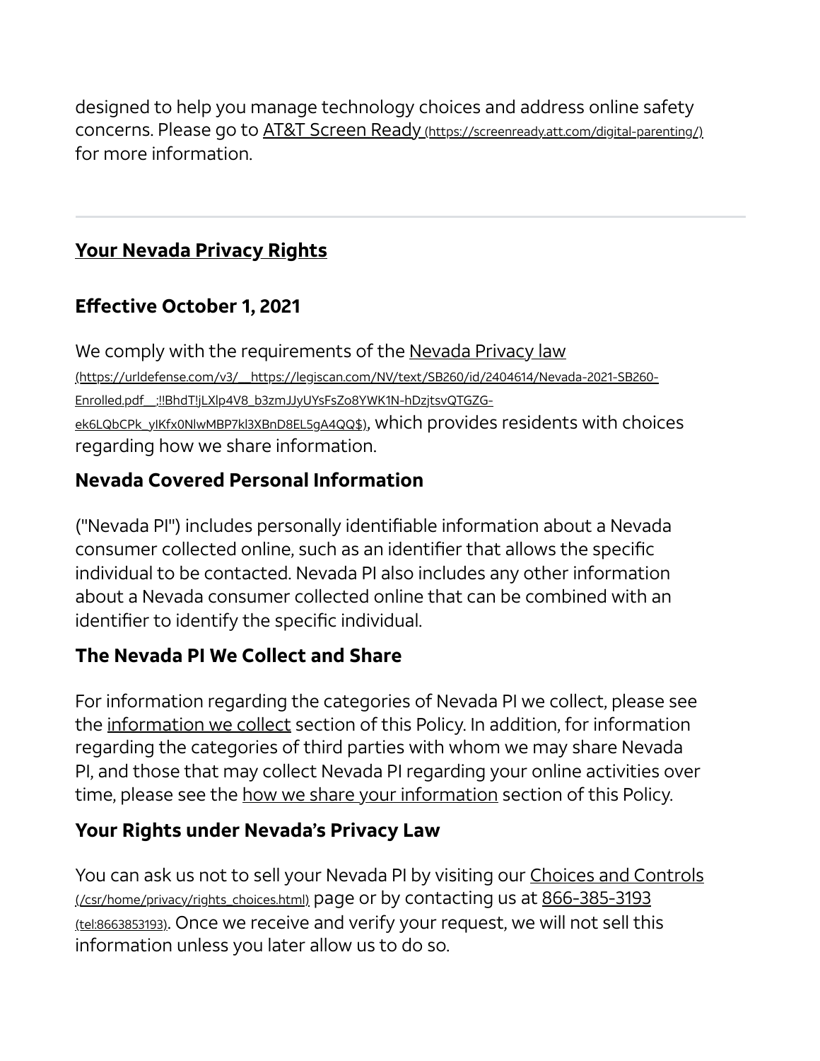designed to help you manage technology choices and address online safety concerns. Please go to AT&T Screen Ready (https://screenready.att.com/digital-parenting/) for more information.

---

## Your Nevada Privacy Rights

### Effective October 1, 2021

We comply with the requirements of the Nevada Privacy law (https://urldefense.com/v3/__https://legiscan.com/NV/text/SB260/id/2404614/Nevada-2021-SB260-Enrolled.pdf__;!!BhdT!jLXlp4V8_b3zmJJyUYsFsZo8YWK1N-hDzjtsvQTGZG-ek6LQbCPk_ylKfx0NlwMBP7kl3XBnD8EL5gA4QQ$), which provides residents with choices regarding how we share information.

### Nevada Covered Personal Information

("Nevada PI") includes personally identifiable information about a Nevada consumer collected online, such as an identifier that allows the specific individual to be contacted. Nevada PI also includes any other information about a Nevada consumer collected online that can be combined with an identifier to identify the specific individual.

### The Nevada PI We Collect and Share

For information regarding the categories of Nevada PI we collect, please see the information we collect section of this Policy. In addition, for information regarding the categories of third parties with whom we may share Nevada PI, and those that may collect Nevada PI regarding your online activities over time, please see the how we share your information section of this Policy.

### Your Rights under Nevada's Privacy Law

You can ask us not to sell your Nevada PI by visiting our Choices and Controls (/csr/home/privacy/rights_choices.html) page or by contacting us at 866-385-3193 (tel:8663853193). Once we receive and verify your request, we will not sell this information unless you later allow us to do so.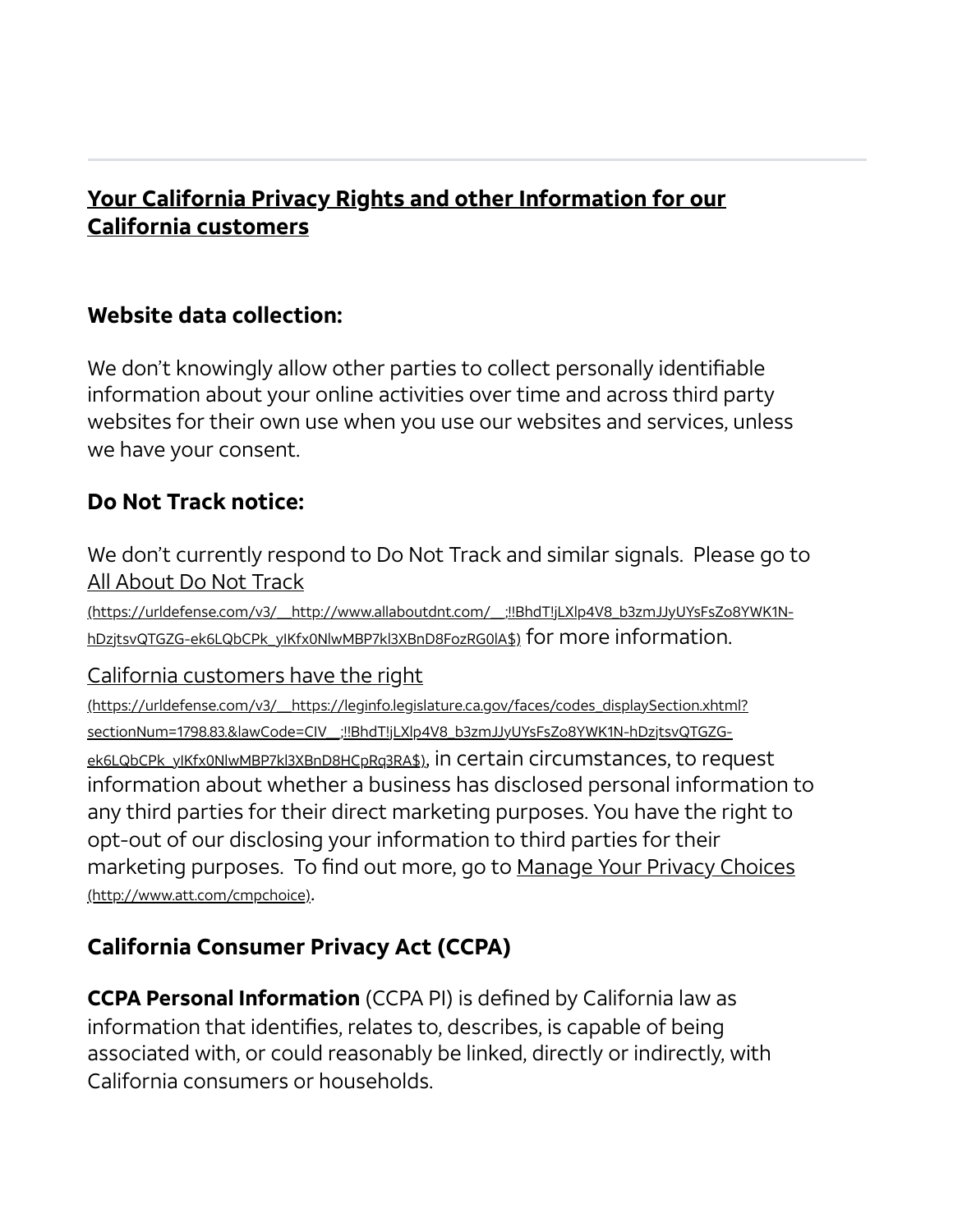## Your California Privacy Rights and other Information for our California customers

### Website data collection:

We don't knowingly allow other parties to collect personally identifiable information about your online activities over time and across third party websites for their own use when you use our websites and services, unless we have your consent.

### Do Not Track notice:

We don't currently respond to Do Not Track and similar signals. Please go to All About Do Not Track (https://urldefense.com/v3/__http://www.allaboutdnt.com/__;!!BhdT!jLXlp4V8_b3zmJJyUYsFsZo8YWK1N-hDzjtsvQTGZG-ek6LQbCPk_yIKfx0NlwMBP7kl3XBnD8FozRG0IA$) for more information.

California customers have the right (https://urldefense.com/v3/__https://leginfo.legislature.ca.gov/faces/codes_displaySection.xhtml?sectionNum=1798.83.&lawCode=CIV__;!!BhdT!jLXlp4V8_b3zmJJyUYsFsZo8YWK1N-hDzjtsvQTGZG-ek6LQbCPk_yIKfx0NlwMBP7kl3XBnD8HCpRq3RA$), in certain circumstances, to request information about whether a business has disclosed personal information to any third parties for their direct marketing purposes. You have the right to opt-out of our disclosing your information to third parties for their marketing purposes. To find out more, go to Manage Your Privacy Choices (http://www.att.com/cmpchoice).

### California Consumer Privacy Act (CCPA)

**CCPA Personal Information** (CCPA PI) is defined by California law as information that identifies, relates to, describes, is capable of being associated with, or could reasonably be linked, directly or indirectly, with California consumers or households.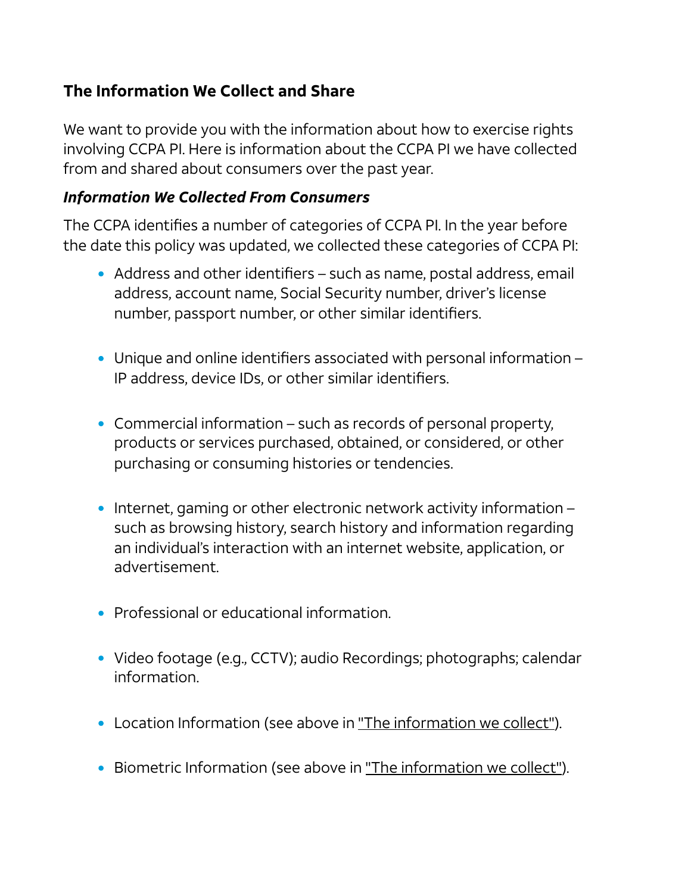## The Information We Collect and Share

We want to provide you with the information about how to exercise rights involving CCPA PI. Here is information about the CCPA PI we have collected from and shared about consumers over the past year.

### *Information We Collected From Consumers*

The CCPA identifies a number of categories of CCPA PI. In the year before the date this policy was updated, we collected these categories of CCPA PI:

- Address and other identifiers – such as name, postal address, email address, account name, Social Security number, driver's license number, passport number, or other similar identifiers.
- Unique and online identifiers associated with personal information – IP address, device IDs, or other similar identifiers.
- Commercial information – such as records of personal property, products or services purchased, obtained, or considered, or other purchasing or consuming histories or tendencies.
- Internet, gaming or other electronic network activity information – such as browsing history, search history and information regarding an individual's interaction with an internet website, application, or advertisement.
- Professional or educational information.
- Video footage (e.g., CCTV); audio Recordings; photographs; calendar information.
- Location Information (see above in "The information we collect").
- Biometric Information (see above in "The information we collect").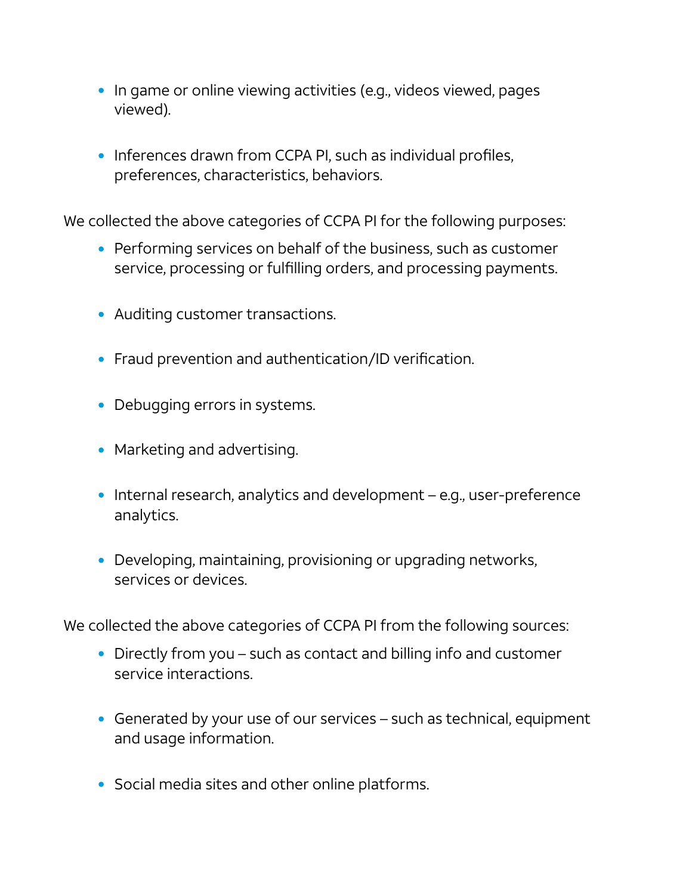- In game or online viewing activities (e.g., videos viewed, pages viewed).

- Inferences drawn from CCPA PI, such as individual profiles, preferences, characteristics, behaviors.

We collected the above categories of CCPA PI for the following purposes:

- Performing services on behalf of the business, such as customer service, processing or fulfilling orders, and processing payments.

- Auditing customer transactions.

- Fraud prevention and authentication/ID verification.

- Debugging errors in systems.

- Marketing and advertising.

- Internal research, analytics and development – e.g., user-preference analytics.

- Developing, maintaining, provisioning or upgrading networks, services or devices.

We collected the above categories of CCPA PI from the following sources:

- Directly from you – such as contact and billing info and customer service interactions.

- Generated by your use of our services – such as technical, equipment and usage information.

- Social media sites and other online platforms.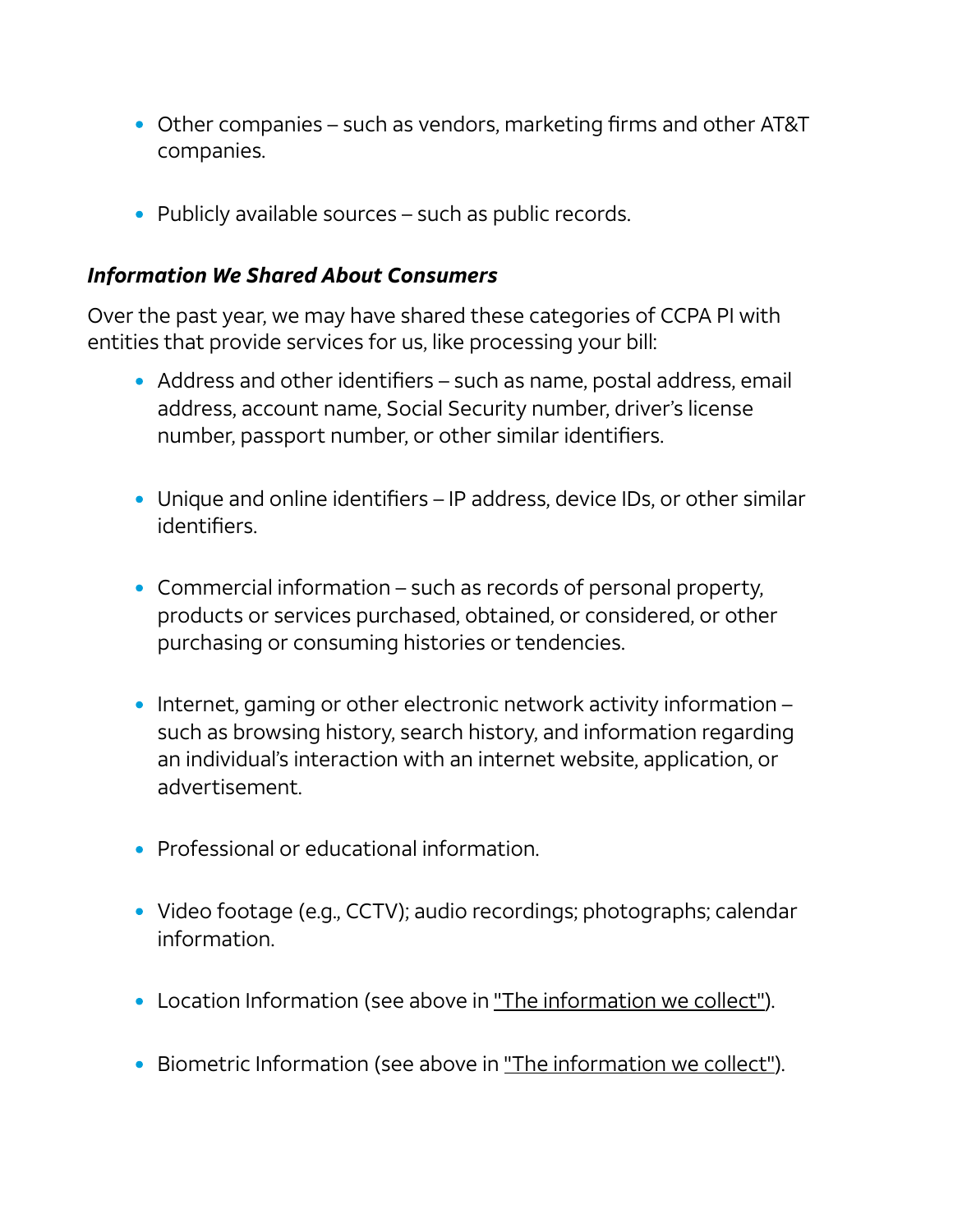- Other companies – such as vendors, marketing firms and other AT&T companies.

- Publicly available sources – such as public records.

***Information We Shared About Consumers***

Over the past year, we may have shared these categories of CCPA PI with entities that provide services for us, like processing your bill:

- Address and other identifiers – such as name, postal address, email address, account name, Social Security number, driver's license number, passport number, or other similar identifiers.

- Unique and online identifiers – IP address, device IDs, or other similar identifiers.

- Commercial information – such as records of personal property, products or services purchased, obtained, or considered, or other purchasing or consuming histories or tendencies.

- Internet, gaming or other electronic network activity information – such as browsing history, search history, and information regarding an individual's interaction with an internet website, application, or advertisement.

- Professional or educational information.

- Video footage (e.g., CCTV); audio recordings; photographs; calendar information.

- Location Information (see above in "The information we collect").

- Biometric Information (see above in "The information we collect").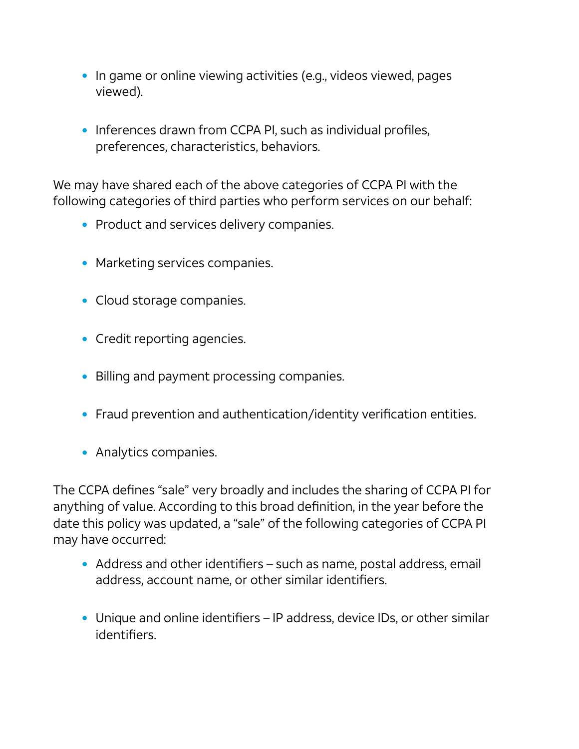- In game or online viewing activities (e.g., videos viewed, pages viewed).
- Inferences drawn from CCPA PI, such as individual profiles, preferences, characteristics, behaviors.

We may have shared each of the above categories of CCPA PI with the following categories of third parties who perform services on our behalf:

- Product and services delivery companies.
- Marketing services companies.
- Cloud storage companies.
- Credit reporting agencies.
- Billing and payment processing companies.
- Fraud prevention and authentication/identity verification entities.
- Analytics companies.

The CCPA defines “sale” very broadly and includes the sharing of CCPA PI for anything of value. According to this broad definition, in the year before the date this policy was updated, a “sale” of the following categories of CCPA PI may have occurred:

- Address and other identifiers – such as name, postal address, email address, account name, or other similar identifiers.
- Unique and online identifiers – IP address, device IDs, or other similar identifiers.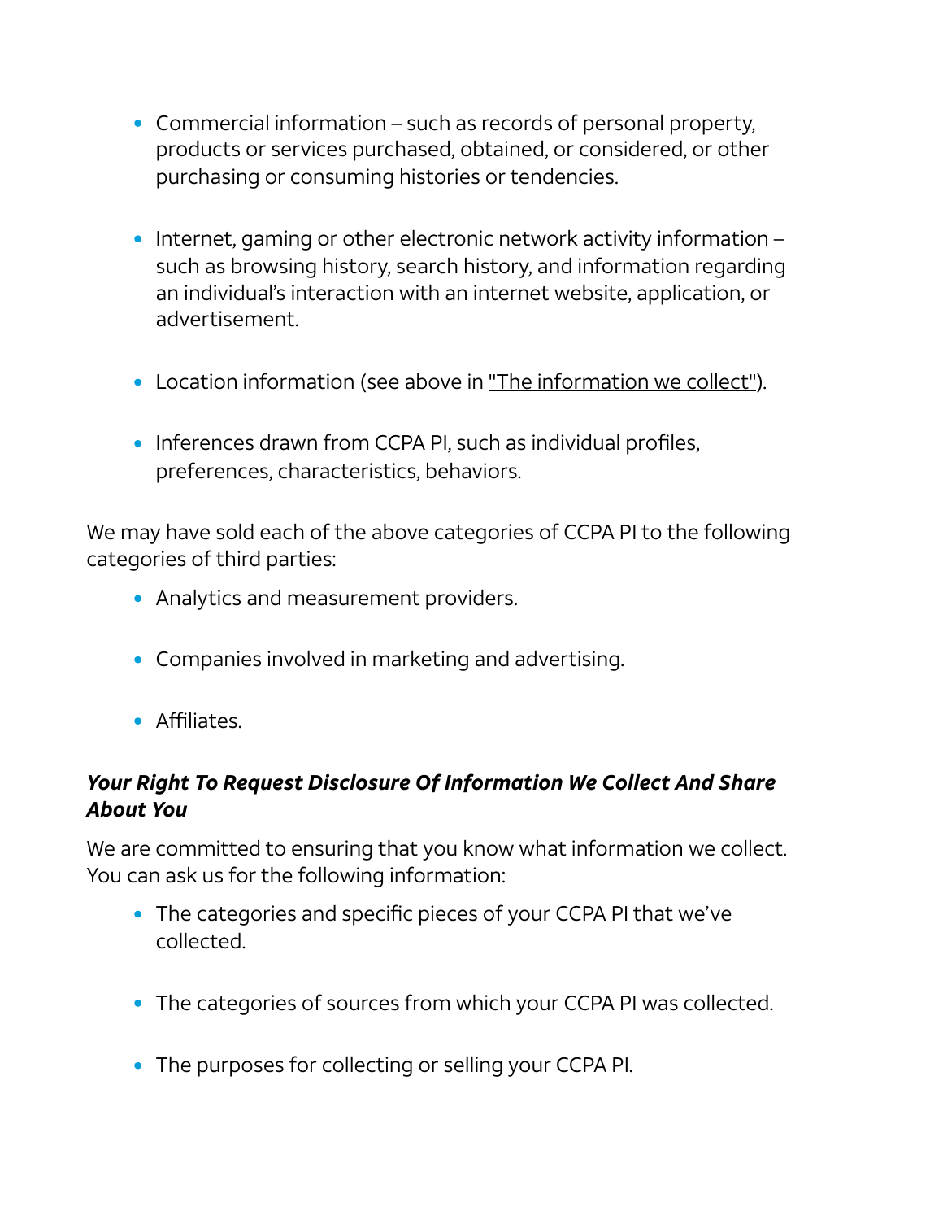- Commercial information – such as records of personal property, products or services purchased, obtained, or considered, or other purchasing or consuming histories or tendencies.

- Internet, gaming or other electronic network activity information – such as browsing history, search history, and information regarding an individual's interaction with an internet website, application, or advertisement.

- Location information (see above in "The information we collect").

- Inferences drawn from CCPA PI, such as individual profiles, preferences, characteristics, behaviors.

We may have sold each of the above categories of CCPA PI to the following categories of third parties:

- Analytics and measurement providers.

- Companies involved in marketing and advertising.

- Affiliates.

### ***Your Right To Request Disclosure Of Information We Collect And Share About You***

We are committed to ensuring that you know what information we collect. You can ask us for the following information:

- The categories and specific pieces of your CCPA PI that we've collected.

- The categories of sources from which your CCPA PI was collected.

- The purposes for collecting or selling your CCPA PI.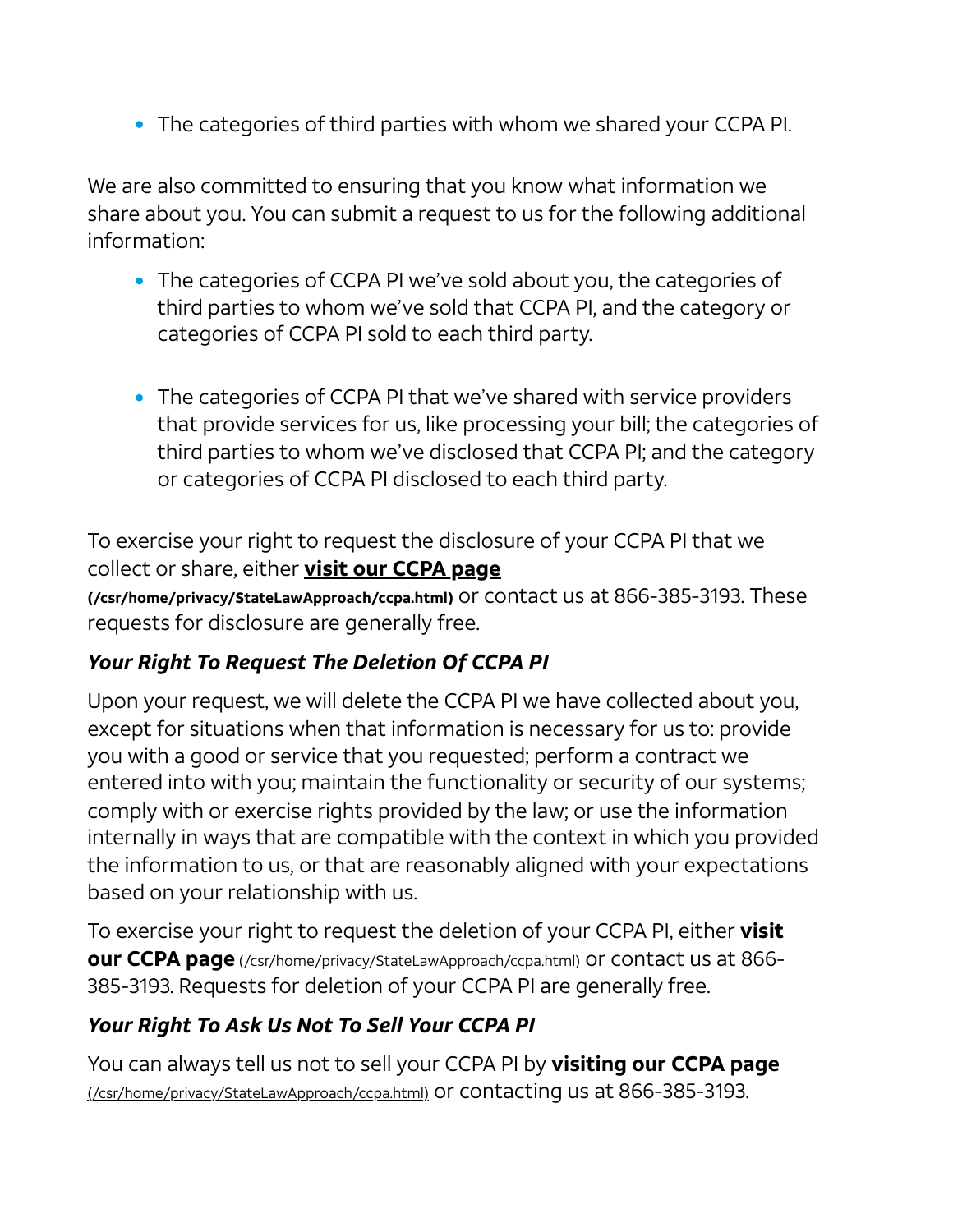- The categories of third parties with whom we shared your CCPA PI.

We are also committed to ensuring that you know what information we share about you. You can submit a request to us for the following additional information:

- The categories of CCPA PI we've sold about you, the categories of third parties to whom we've sold that CCPA PI, and the category or categories of CCPA PI sold to each third party.

- The categories of CCPA PI that we've shared with service providers that provide services for us, like processing your bill; the categories of third parties to whom we've disclosed that CCPA PI; and the category or categories of CCPA PI disclosed to each third party.

To exercise your right to request the disclosure of your CCPA PI that we collect or share, either **visit our CCPA page** **(/csr/home/privacy/StateLawApproach/ccpa.html)** or contact us at 866-385-3193. These requests for disclosure are generally free.

***Your Right To Request The Deletion Of CCPA PI***

Upon your request, we will delete the CCPA PI we have collected about you, except for situations when that information is necessary for us to: provide you with a good or service that you requested; perform a contract we entered into with you; maintain the functionality or security of our systems; comply with or exercise rights provided by the law; or use the information internally in ways that are compatible with the context in which you provided the information to us, or that are reasonably aligned with your expectations based on your relationship with us.

To exercise your right to request the deletion of your CCPA PI, either **visit our CCPA page** (/csr/home/privacy/StateLawApproach/ccpa.html) or contact us at 866-385-3193. Requests for deletion of your CCPA PI are generally free.

***Your Right To Ask Us Not To Sell Your CCPA PI***

You can always tell us not to sell your CCPA PI by **visiting our CCPA page** (/csr/home/privacy/StateLawApproach/ccpa.html) or contacting us at 866-385-3193.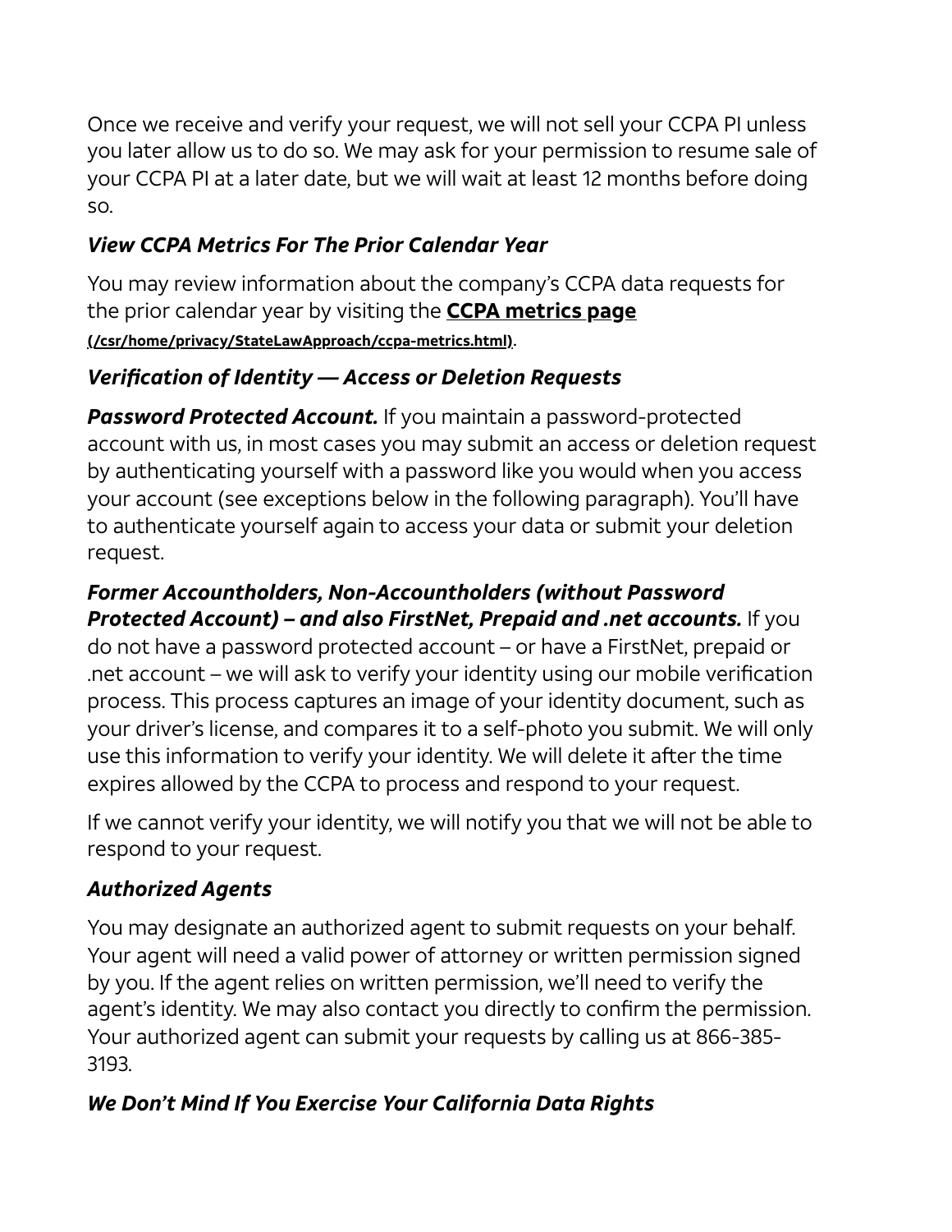Once we receive and verify your request, we will not sell your CCPA PI unless you later allow us to do so. We may ask for your permission to resume sale of your CCPA PI at a later date, but we will wait at least 12 months before doing so.

### *View CCPA Metrics For The Prior Calendar Year*

You may review information about the company's CCPA data requests for the prior calendar year by visiting the **CCPA metrics page (/csr/home/privacy/StateLawApproach/ccpa-metrics.html)**.

### *Verification of Identity — Access or Deletion Requests*

***Password Protected Account.*** If you maintain a password-protected account with us, in most cases you may submit an access or deletion request by authenticating yourself with a password like you would when you access your account (see exceptions below in the following paragraph). You'll have to authenticate yourself again to access your data or submit your deletion request.

***Former Accountholders, Non-Accountholders (without Password Protected Account) – and also FirstNet, Prepaid and .net accounts.*** If you do not have a password protected account – or have a FirstNet, prepaid or .net account – we will ask to verify your identity using our mobile verification process. This process captures an image of your identity document, such as your driver's license, and compares it to a self-photo you submit. We will only use this information to verify your identity. We will delete it after the time expires allowed by the CCPA to process and respond to your request.

If we cannot verify your identity, we will notify you that we will not be able to respond to your request.

### *Authorized Agents*

You may designate an authorized agent to submit requests on your behalf. Your agent will need a valid power of attorney or written permission signed by you. If the agent relies on written permission, we'll need to verify the agent's identity. We may also contact you directly to confirm the permission. Your authorized agent can submit your requests by calling us at 866-385-3193.

### *We Don't Mind If You Exercise Your California Data Rights*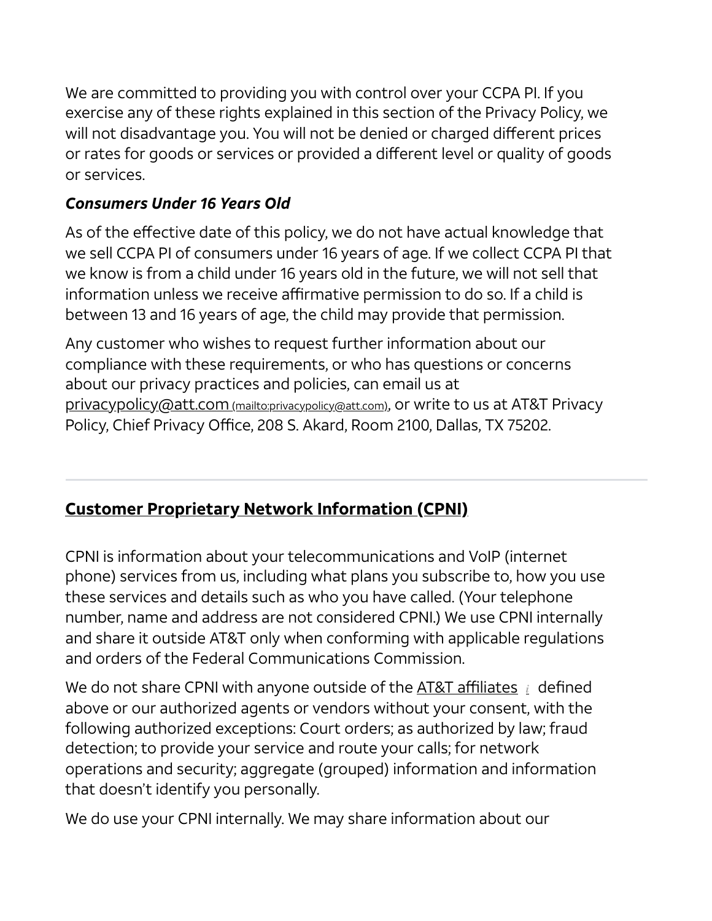We are committed to providing you with control over your CCPA PI. If you exercise any of these rights explained in this section of the Privacy Policy, we will not disadvantage you. You will not be denied or charged different prices or rates for goods or services or provided a different level or quality of goods or services.

***Consumers Under 16 Years Old***

As of the effective date of this policy, we do not have actual knowledge that we sell CCPA PI of consumers under 16 years of age. If we collect CCPA PI that we know is from a child under 16 years old in the future, we will not sell that information unless we receive affirmative permission to do so. If a child is between 13 and 16 years of age, the child may provide that permission.

Any customer who wishes to request further information about our compliance with these requirements, or who has questions or concerns about our privacy practices and policies, can email us at privacypolicy@att.com (mailto:privacypolicy@att.com), or write to us at AT&T Privacy Policy, Chief Privacy Office, 208 S. Akard, Room 2100, Dallas, TX 75202.

---

## Customer Proprietary Network Information (CPNI)

CPNI is information about your telecommunications and VoIP (internet phone) services from us, including what plans you subscribe to, how you use these services and details such as who you have called. (Your telephone number, name and address are not considered CPNI.) We use CPNI internally and share it outside AT&T only when conforming with applicable regulations and orders of the Federal Communications Commission.

We do not share CPNI with anyone outside of the AT&T affiliates *i* defined above or our authorized agents or vendors without your consent, with the following authorized exceptions: Court orders; as authorized by law; fraud detection; to provide your service and route your calls; for network operations and security; aggregate (grouped) information and information that doesn't identify you personally.

We do use your CPNI internally. We may share information about our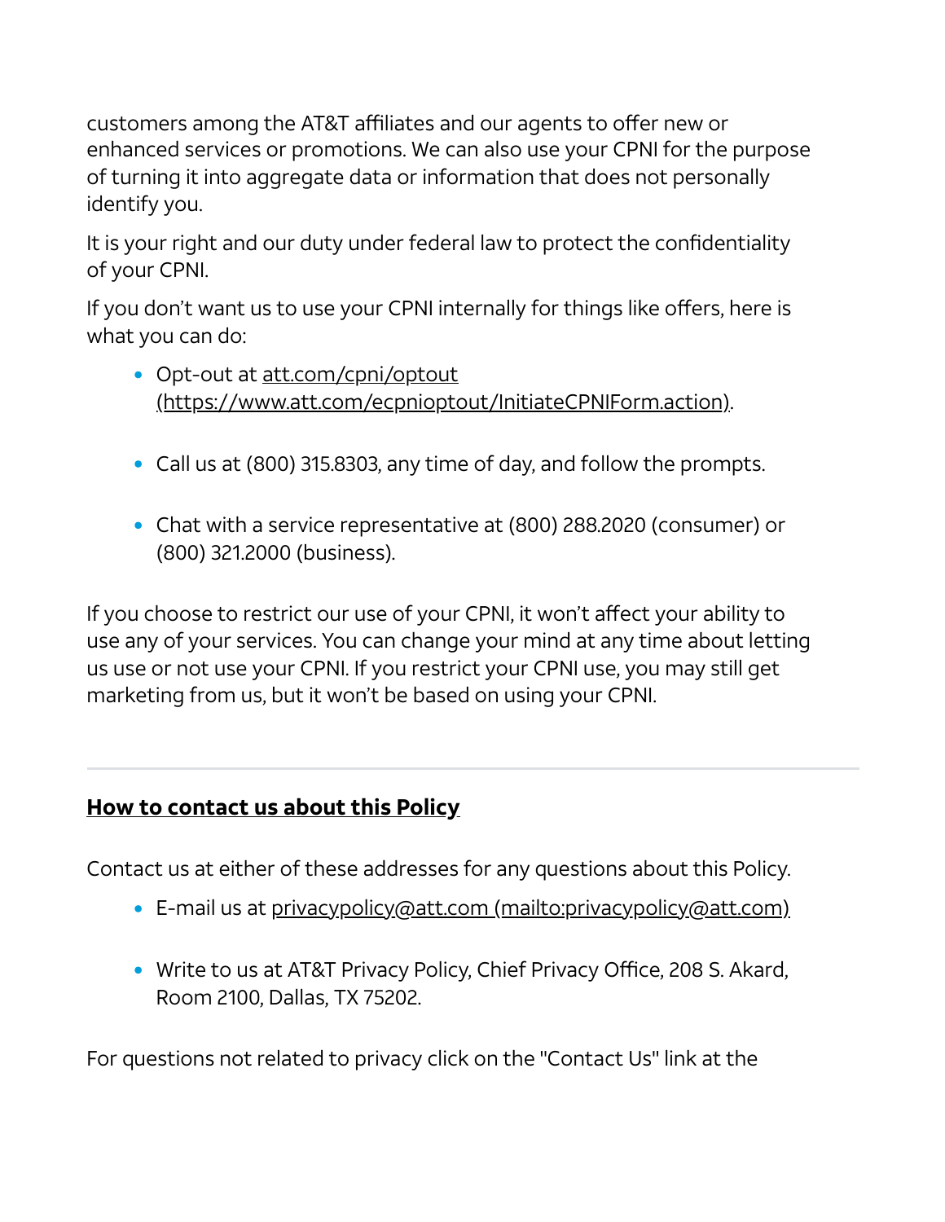customers among the AT&T affiliates and our agents to offer new or enhanced services or promotions. We can also use your CPNI for the purpose of turning it into aggregate data or information that does not personally identify you.

It is your right and our duty under federal law to protect the confidentiality of your CPNI.

If you don't want us to use your CPNI internally for things like offers, here is what you can do:

- Opt-out at att.com/cpni/optout (https://www.att.com/ecpnioptout/InitiateCPNIForm.action).
- Call us at (800) 315.8303, any time of day, and follow the prompts.
- Chat with a service representative at (800) 288.2020 (consumer) or (800) 321.2000 (business).

If you choose to restrict our use of your CPNI, it won't affect your ability to use any of your services. You can change your mind at any time about letting us use or not use your CPNI. If you restrict your CPNI use, you may still get marketing from us, but it won't be based on using your CPNI.

---

## How to contact us about this Policy

Contact us at either of these addresses for any questions about this Policy.

- E-mail us at privacypolicy@att.com (mailto:privacypolicy@att.com)
- Write to us at AT&T Privacy Policy, Chief Privacy Office, 208 S. Akard, Room 2100, Dallas, TX 75202.

For questions not related to privacy click on the "Contact Us" link at the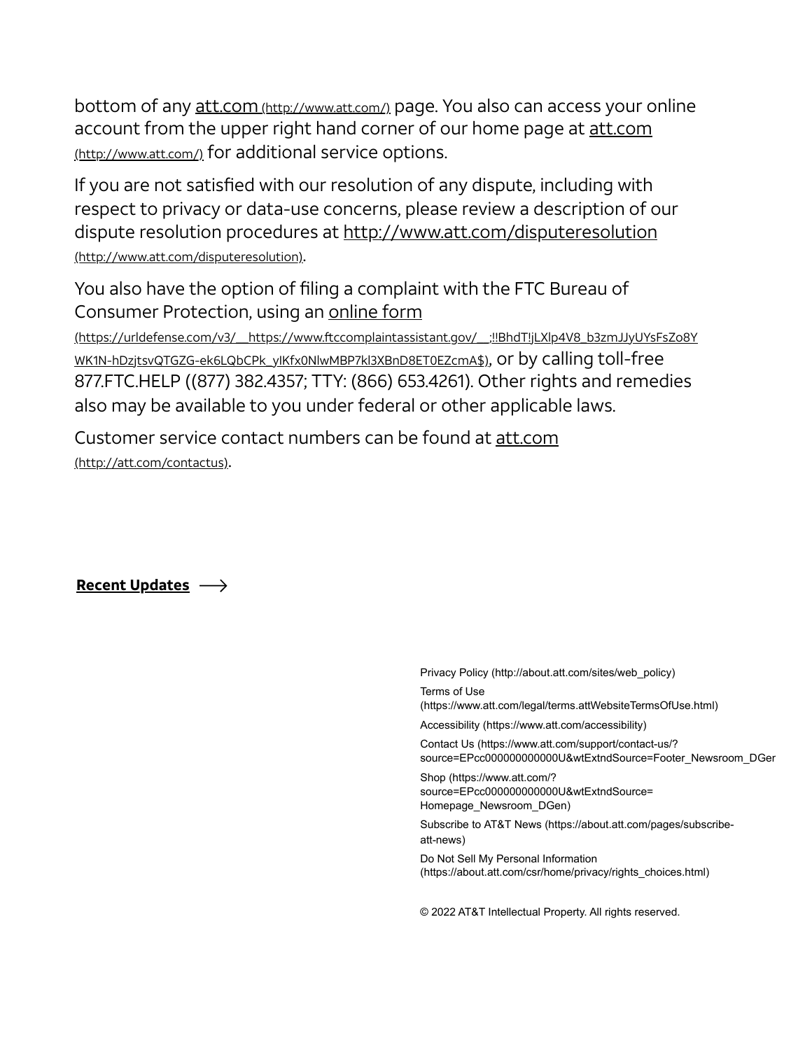bottom of any att.com (http://www.att.com/) page. You also can access your online account from the upper right hand corner of our home page at att.com (http://www.att.com/) for additional service options.

If you are not satisfied with our resolution of any dispute, including with respect to privacy or data-use concerns, please review a description of our dispute resolution procedures at http://www.att.com/disputeresolution (http://www.att.com/disputeresolution).

You also have the option of filing a complaint with the FTC Bureau of Consumer Protection, using an online form (https://urldefense.com/v3/__https://www.ftccomplaintassistant.gov/__;!!BhdT!jLXlp4V8_b3zmJJyUYsFsZo8YWK1N-hDzjtsvQTGZG-ek6LQbCPk_yIKfx0NlwMBP7kl3XBnD8ET0EZcmA$), or by calling toll-free 877.FTC.HELP ((877) 382.4357; TTY: (866) 653.4261). Other rights and remedies also may be available to you under federal or other applicable laws.

Customer service contact numbers can be found at att.com (http://att.com/contactus).

**Recent Updates** ⟶

Privacy Policy (http://about.att.com/sites/web_policy)

Terms of Use (https://www.att.com/legal/terms.attWebsiteTermsOfUse.html)

Accessibility (https://www.att.com/accessibility)

Contact Us (https://www.att.com/support/contact-us/?source=EPcc000000000000U&wtExtndSource=Footer_Newsroom_DGer

Shop (https://www.att.com/?source=EPcc000000000000U&wtExtndSource=Homepage_Newsroom_DGen)

Subscribe to AT&T News (https://about.att.com/pages/subscribe-att-news)

Do Not Sell My Personal Information (https://about.att.com/csr/home/privacy/rights_choices.html)

© 2022 AT&T Intellectual Property. All rights reserved.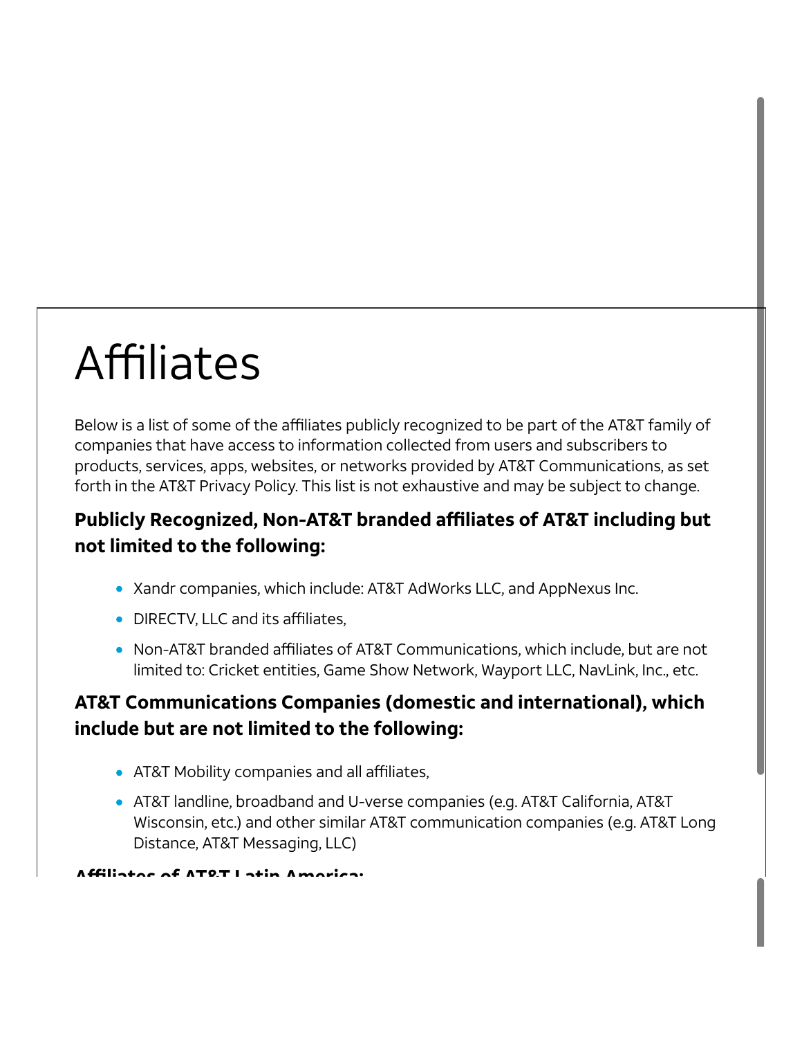# Affiliates

Below is a list of some of the affiliates publicly recognized to be part of the AT&T family of companies that have access to information collected from users and subscribers to products, services, apps, websites, or networks provided by AT&T Communications, as set forth in the AT&T Privacy Policy. This list is not exhaustive and may be subject to change.

### Publicly Recognized, Non-AT&T branded affiliates of AT&T including but not limited to the following:

- Xandr companies, which include: AT&T AdWorks LLC, and AppNexus Inc.
- DIRECTV, LLC and its affiliates,
- Non-AT&T branded affiliates of AT&T Communications, which include, but are not limited to: Cricket entities, Game Show Network, Wayport LLC, NavLink, Inc., etc.

### AT&T Communications Companies (domestic and international), which include but are not limited to the following:

- AT&T Mobility companies and all affiliates,
- AT&T landline, broadband and U-verse companies (e.g. AT&T California, AT&T Wisconsin, etc.) and other similar AT&T communication companies (e.g. AT&T Long Distance, AT&T Messaging, LLC)

### Affiliates of AT&T Latin America: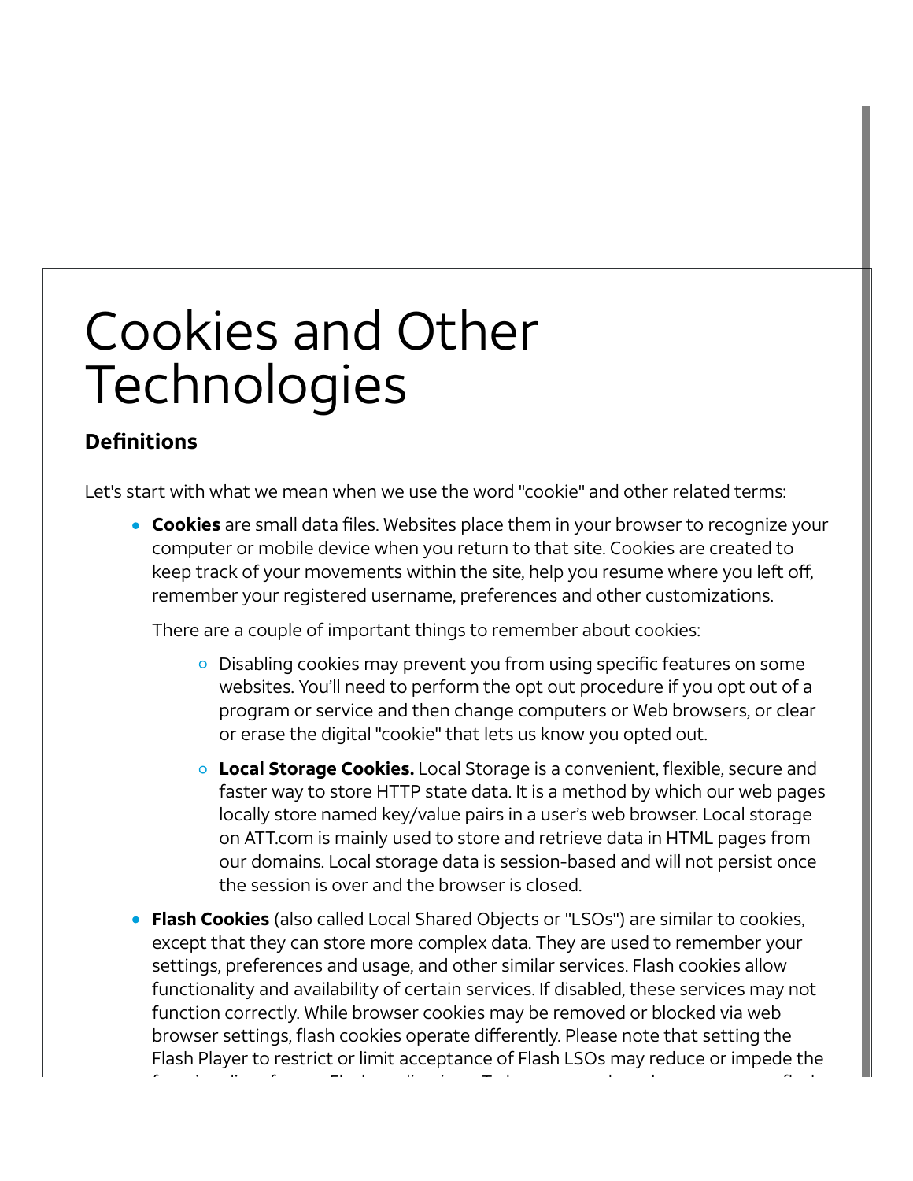# Cookies and Other Technologies

### Definitions

Let's start with what we mean when we use the word "cookie" and other related terms:

- **Cookies** are small data files. Websites place them in your browser to recognize your computer or mobile device when you return to that site. Cookies are created to keep track of your movements within the site, help you resume where you left off, remember your registered username, preferences and other customizations.

  There are a couple of important things to remember about cookies:

  - Disabling cookies may prevent you from using specific features on some websites. You'll need to perform the opt out procedure if you opt out of a program or service and then change computers or Web browsers, or clear or erase the digital "cookie" that lets us know you opted out.
  - **Local Storage Cookies.** Local Storage is a convenient, flexible, secure and faster way to store HTTP state data. It is a method by which our web pages locally store named key/value pairs in a user's web browser. Local storage on ATT.com is mainly used to store and retrieve data in HTML pages from our domains. Local storage data is session-based and will not persist once the session is over and the browser is closed.

- **Flash Cookies** (also called Local Shared Objects or "LSOs") are similar to cookies, except that they can store more complex data. They are used to remember your settings, preferences and usage, and other similar services. Flash cookies allow functionality and availability of certain services. If disabled, these services may not function correctly. While browser cookies may be removed or blocked via web browser settings, flash cookies operate differently. Please note that setting the Flash Player to restrict or limit acceptance of Flash LSOs may reduce or impede the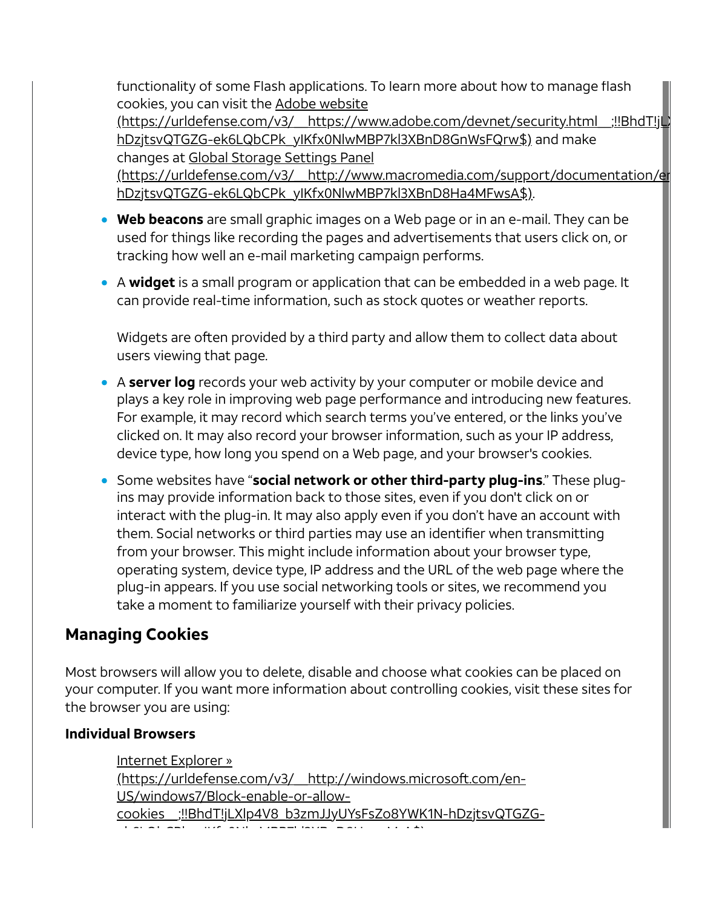functionality of some Flash applications. To learn more about how to manage flash cookies, you can visit the Adobe website (https://urldefense.com/v3/__https://www.adobe.com/devnet/security.html__;!!BhdT!jL hDzjtsvQTGZG-ek6LQbCPk_yIKfx0NlwMBP7kl3XBnD8GnWsFQrw$) and make changes at Global Storage Settings Panel (https://urldefense.com/v3/__http://www.macromedia.com/support/documentation/e hDzjtsvQTGZG-ek6LQbCPk_yIKfx0NlwMBP7kl3XBnD8Ha4MFwsA$).

- **Web beacons** are small graphic images on a Web page or in an e-mail. They can be used for things like recording the pages and advertisements that users click on, or tracking how well an e-mail marketing campaign performs.
- A **widget** is a small program or application that can be embedded in a web page. It can provide real-time information, such as stock quotes or weather reports.

  Widgets are often provided by a third party and allow them to collect data about users viewing that page.
- A **server log** records your web activity by your computer or mobile device and plays a key role in improving web page performance and introducing new features. For example, it may record which search terms you've entered, or the links you've clicked on. It may also record your browser information, such as your IP address, device type, how long you spend on a Web page, and your browser's cookies.
- Some websites have "**social network or other third-party plug-ins**." These plug-ins may provide information back to those sites, even if you don't click on or interact with the plug-in. It may also apply even if you don't have an account with them. Social networks or third parties may use an identifier when transmitting from your browser. This might include information about your browser type, operating system, device type, IP address and the URL of the web page where the plug-in appears. If you use social networking tools or sites, we recommend you take a moment to familiarize yourself with their privacy policies.

## Managing Cookies

Most browsers will allow you to delete, disable and choose what cookies can be placed on your computer. If you want more information about controlling cookies, visit these sites for the browser you are using:

**Individual Browsers**

Internet Explorer » (https://urldefense.com/v3/__http://windows.microsoft.com/en-US/windows7/Block-enable-or-allow-cookies__;!!BhdT!jLXlp4V8_b3zmJJyUYsFsZo8YWK1N-hDzjtsvQTGZG-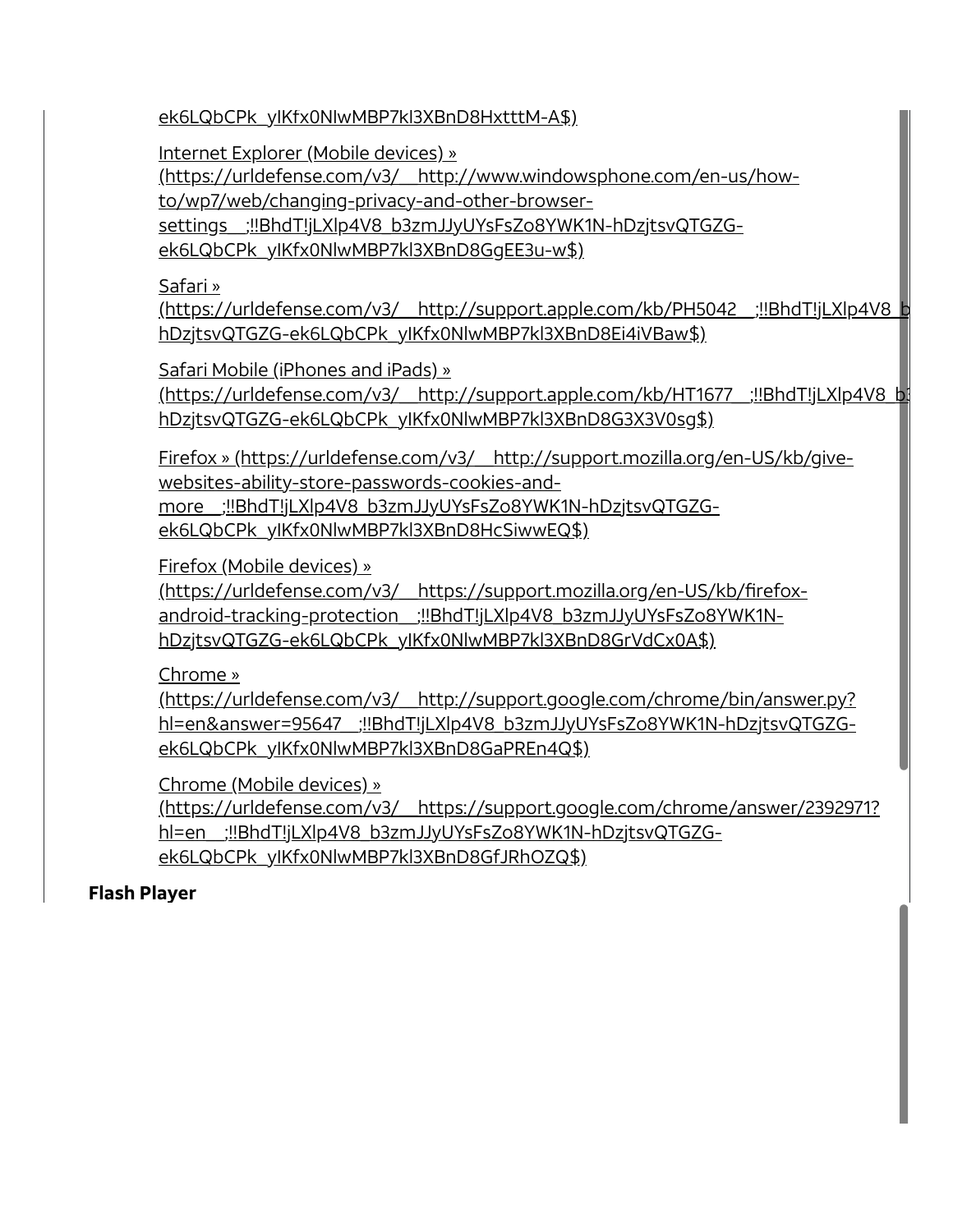ek6LQbCPk_yIKfx0NlwMBP7kl3XBnD8HxtttM-A$)

Internet Explorer (Mobile devices) » (https://urldefense.com/v3/__http://www.windowsphone.com/en-us/how-to/wp7/web/changing-privacy-and-other-browser-settings__;!!BhdT!jLXlp4V8_b3zmJJyUYsFsZo8YWK1N-hDzjtsvQTGZG-ek6LQbCPk_yIKfx0NlwMBP7kl3XBnD8GgEE3u-w$)

Safari » (https://urldefense.com/v3/__http://support.apple.com/kb/PH5042__;!!BhdT!jLXlp4V8_b hDzjtsvQTGZG-ek6LQbCPk_yIKfx0NlwMBP7kl3XBnD8Ei4iVBaw$)

Safari Mobile (iPhones and iPads) » (https://urldefense.com/v3/__http://support.apple.com/kb/HT1677__;!!BhdT!jLXlp4V8_b3 hDzjtsvQTGZG-ek6LQbCPk_yIKfx0NlwMBP7kl3XBnD8G3X3V0sg$)

Firefox » (https://urldefense.com/v3/__http://support.mozilla.org/en-US/kb/give-websites-ability-store-passwords-cookies-and-more__;!!BhdT!jLXlp4V8_b3zmJJyUYsFsZo8YWK1N-hDzjtsvQTGZG-ek6LQbCPk_yIKfx0NlwMBP7kl3XBnD8HcSiwwEQ$)

Firefox (Mobile devices) » (https://urldefense.com/v3/__https://support.mozilla.org/en-US/kb/firefox-android-tracking-protection__;!!BhdT!jLXlp4V8_b3zmJJyUYsFsZo8YWK1N-hDzjtsvQTGZG-ek6LQbCPk_yIKfx0NlwMBP7kl3XBnD8GrVdCx0A$)

Chrome » (https://urldefense.com/v3/__http://support.google.com/chrome/bin/answer.py?hl=en&answer=95647__;!!BhdT!jLXlp4V8_b3zmJJyUYsFsZo8YWK1N-hDzjtsvQTGZG-ek6LQbCPk_yIKfx0NlwMBP7kl3XBnD8GaPREn4Q$)

Chrome (Mobile devices) » (https://urldefense.com/v3/__https://support.google.com/chrome/answer/2392971?hl=en__;!!BhdT!jLXlp4V8_b3zmJJyUYsFsZo8YWK1N-hDzjtsvQTGZG-ek6LQbCPk_yIKfx0NlwMBP7kl3XBnD8GfJRhOZQ$)

**Flash Player**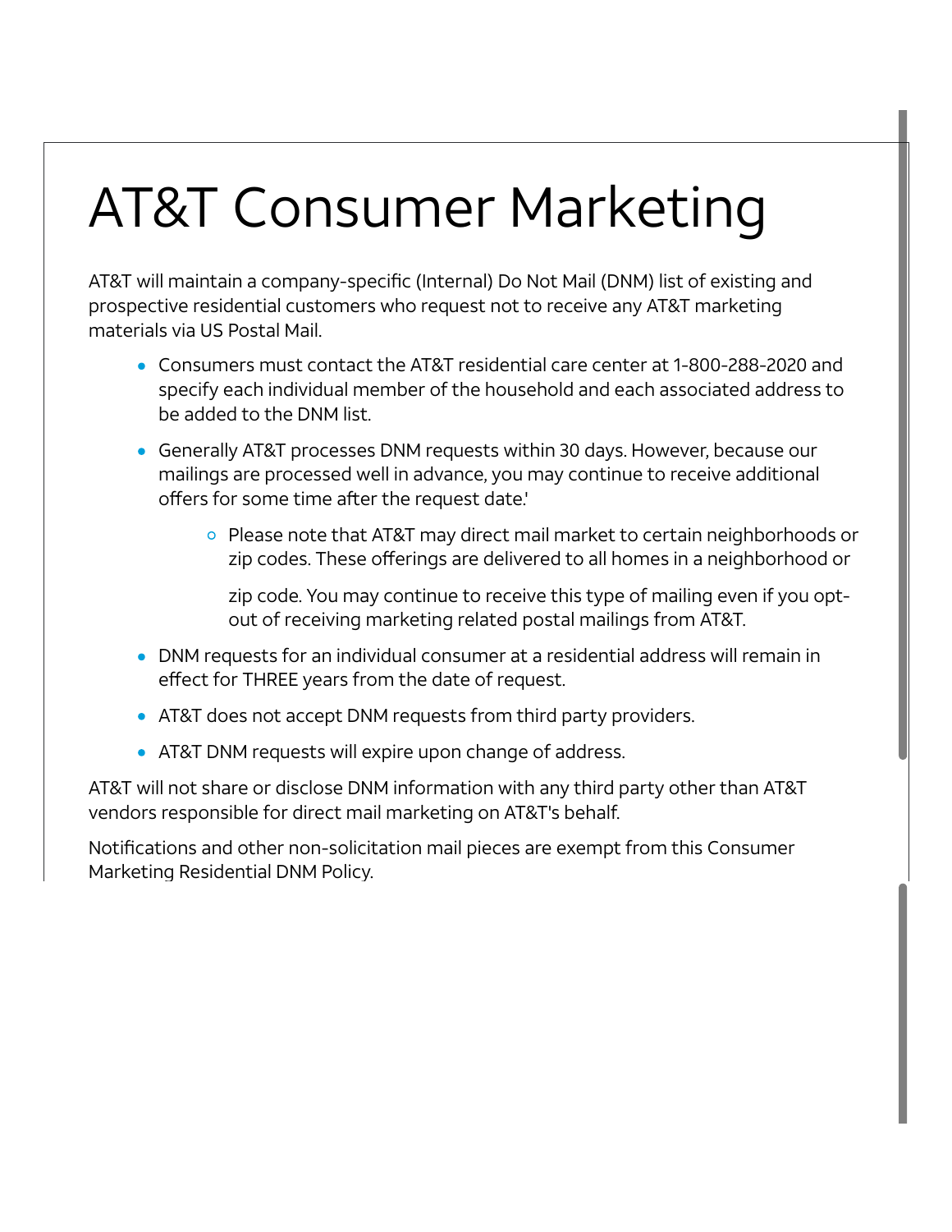# AT&T Consumer Marketing

AT&T will maintain a company-specific (Internal) Do Not Mail (DNM) list of existing and prospective residential customers who request not to receive any AT&T marketing materials via US Postal Mail.

- Consumers must contact the AT&T residential care center at 1-800-288-2020 and specify each individual member of the household and each associated address to be added to the DNM list.
- Generally AT&T processes DNM requests within 30 days. However, because our mailings are processed well in advance, you may continue to receive additional offers for some time after the request date.'
  - Please note that AT&T may direct mail market to certain neighborhoods or zip codes. These offerings are delivered to all homes in a neighborhood or zip code. You may continue to receive this type of mailing even if you opt-out of receiving marketing related postal mailings from AT&T.
- DNM requests for an individual consumer at a residential address will remain in effect for THREE years from the date of request.
- AT&T does not accept DNM requests from third party providers.
- AT&T DNM requests will expire upon change of address.

AT&T will not share or disclose DNM information with any third party other than AT&T vendors responsible for direct mail marketing on AT&T's behalf.

Notifications and other non-solicitation mail pieces are exempt from this Consumer Marketing Residential DNM Policy.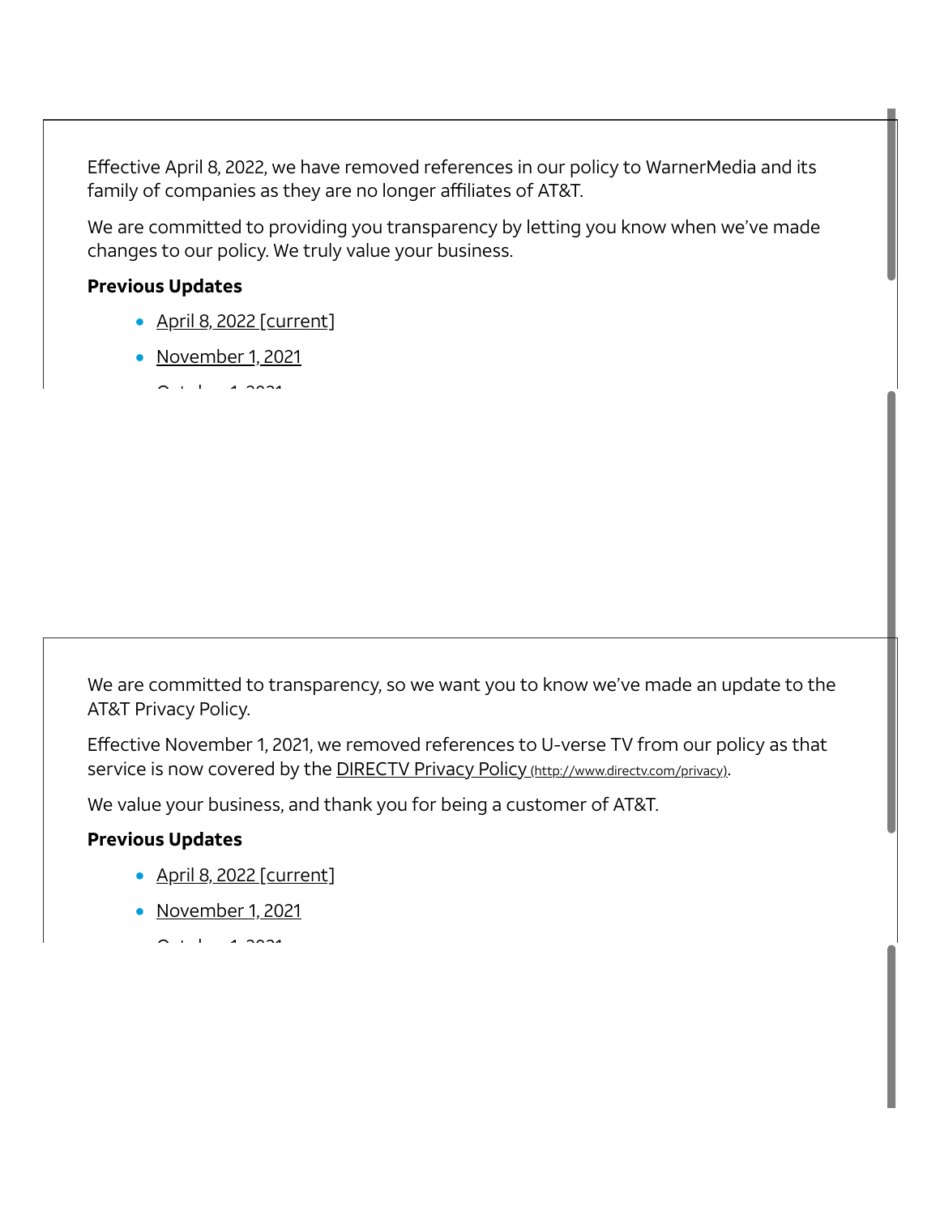Effective April 8, 2022, we have removed references in our policy to WarnerMedia and its family of companies as they are no longer affiliates of AT&T.

We are committed to providing you transparency by letting you know when we've made changes to our policy. We truly value your business.

**Previous Updates**

- April 8, 2022 [current]
- November 1, 2021

We are committed to transparency, so we want you to know we've made an update to the AT&T Privacy Policy.

Effective November 1, 2021, we removed references to U-verse TV from our policy as that service is now covered by the DIRECTV Privacy Policy (http://www.directv.com/privacy).

We value your business, and thank you for being a customer of AT&T.

**Previous Updates**

- April 8, 2022 [current]
- November 1, 2021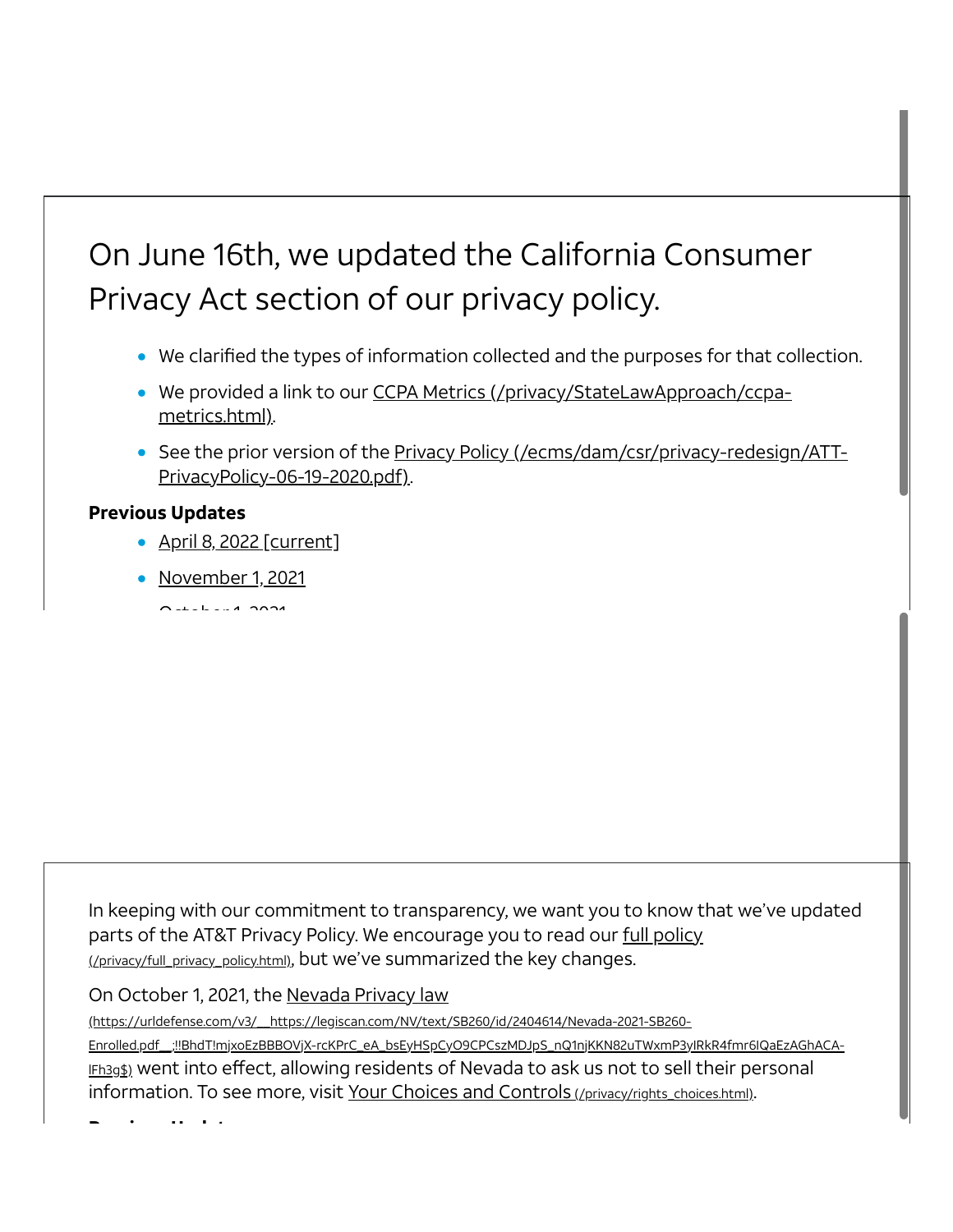## On June 16th, we updated the California Consumer Privacy Act section of our privacy policy.

- We clarified the types of information collected and the purposes for that collection.
- We provided a link to our CCPA Metrics (/privacy/StateLawApproach/ccpa-metrics.html).
- See the prior version of the Privacy Policy (/ecms/dam/csr/privacy-redesign/ATT-PrivacyPolicy-06-19-2020.pdf).

**Previous Updates**

- April 8, 2022 [current]
- November 1, 2021

In keeping with our commitment to transparency, we want you to know that we've updated parts of the AT&T Privacy Policy. We encourage you to read our full policy (/privacy/full_privacy_policy.html), but we've summarized the key changes.

On October 1, 2021, the Nevada Privacy law (https://urldefense.com/v3/__https://legiscan.com/NV/text/SB260/id/2404614/Nevada-2021-SB260-Enrolled.pdf__;!!BhdT!mjxoEzBBBOVjX-rcKPrC_eA_bsEyHSpCyO9CPCszMDJpS_nQ1njKKN82uTWxmP3yIRkR4fmr6IQaEzAGhACA-lFh3g$) went into effect, allowing residents of Nevada to ask us not to sell their personal information. To see more, visit Your Choices and Controls (/privacy/rights_choices.html).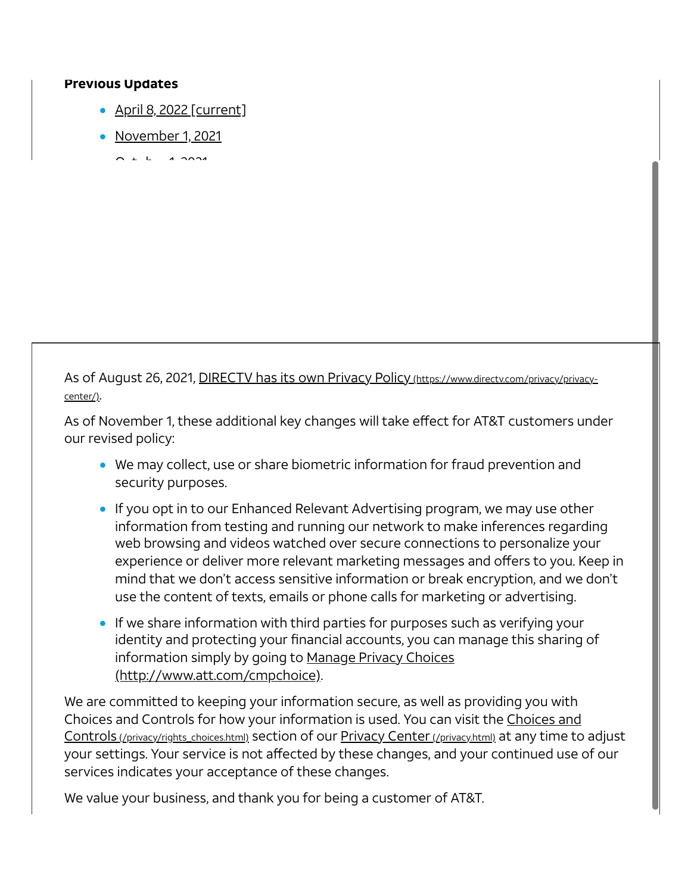**Previous Updates**

- April 8, 2022 [current]
- November 1, 2021

As of August 26, 2021, DIRECTV has its own Privacy Policy (https://www.directv.com/privacy/privacy-center/).

As of November 1, these additional key changes will take effect for AT&T customers under our revised policy:

- We may collect, use or share biometric information for fraud prevention and security purposes.
- If you opt in to our Enhanced Relevant Advertising program, we may use other information from testing and running our network to make inferences regarding web browsing and videos watched over secure connections to personalize your experience or deliver more relevant marketing messages and offers to you. Keep in mind that we don't access sensitive information or break encryption, and we don't use the content of texts, emails or phone calls for marketing or advertising.
- If we share information with third parties for purposes such as verifying your identity and protecting your financial accounts, you can manage this sharing of information simply by going to Manage Privacy Choices (http://www.att.com/cmpchoice).

We are committed to keeping your information secure, as well as providing you with Choices and Controls for how your information is used. You can visit the Choices and Controls (/privacy/rights_choices.html) section of our Privacy Center (/privacy.html) at any time to adjust your settings. Your service is not affected by these changes, and your continued use of our services indicates your acceptance of these changes.

We value your business, and thank you for being a customer of AT&T.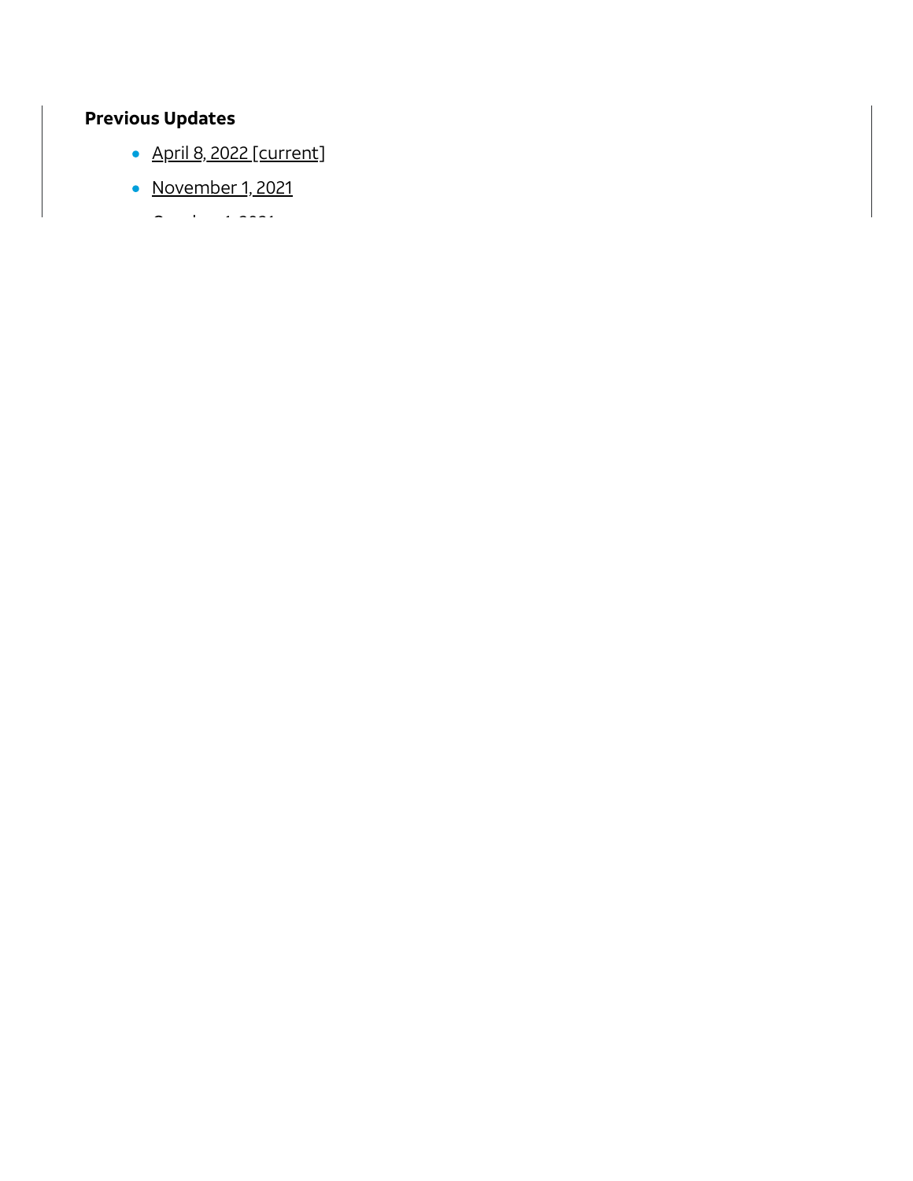**Previous Updates**

- April 8, 2022 [current]
- November 1, 2021